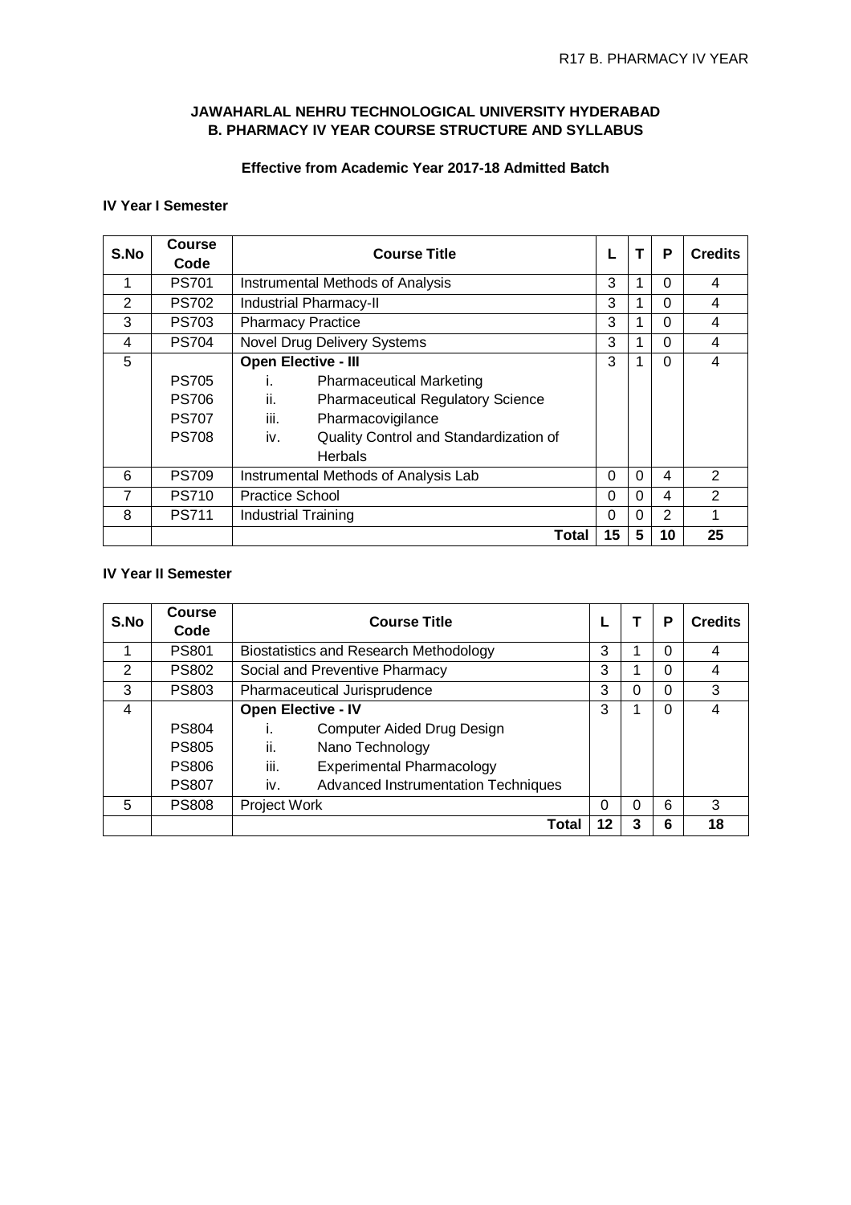# JAWAHARLAL NEHRU TECHNOLOGICAL UNIVERSITY HYDERABAD
## B. PHARMACY IV YEAR COURSE STRUCTURE AND SYLLABUS

**Effective from Academic Year 2017-18 Admitted Batch**

### IV Year I Semester

| S.No | Course Code | Course Title | L | T | P | Credits |
|---|---|---|---|---|---|---|
| 1 | PS701 | Instrumental Methods of Analysis | 3 | 1 | 0 | 4 |
| 2 | PS702 | Industrial Pharmacy-II | 3 | 1 | 0 | 4 |
| 3 | PS703 | Pharmacy Practice | 3 | 1 | 0 | 4 |
| 4 | PS704 | Novel Drug Delivery Systems | 3 | 1 | 0 | 4 |
| 5 | | **Open Elective - III** | 3 | 1 | 0 | 4 |
| | PS705 | i. Pharmaceutical Marketing | | | | |
| | PS706 | ii. Pharmaceutical Regulatory Science | | | | |
| | PS707 | iii. Pharmacovigilance | | | | |
| | PS708 | iv. Quality Control and Standardization of Herbals | | | | |
| 6 | PS709 | Instrumental Methods of Analysis Lab | 0 | 0 | 4 | 2 |
| 7 | PS710 | Practice School | 0 | 0 | 4 | 2 |
| 8 | PS711 | Industrial Training | 0 | 0 | 2 | 1 |
| | | **Total** | **15** | **5** | **10** | **25** |

### IV Year II Semester

| S.No | Course Code | Course Title | L | T | P | Credits |
|---|---|---|---|---|---|---|
| 1 | PS801 | Biostatistics and Research Methodology | 3 | 1 | 0 | 4 |
| 2 | PS802 | Social and Preventive Pharmacy | 3 | 1 | 0 | 4 |
| 3 | PS803 | Pharmaceutical Jurisprudence | 3 | 0 | 0 | 3 |
| 4 | | **Open Elective - IV** | 3 | 1 | 0 | 4 |
| | PS804 | i. Computer Aided Drug Design | | | | |
| | PS805 | ii. Nano Technology | | | | |
| | PS806 | iii. Experimental Pharmacology | | | | |
| | PS807 | iv. Advanced Instrumentation Techniques | | | | |
| 5 | PS808 | Project Work | 0 | 0 | 6 | 3 |
| | | **Total** | **12** | **3** | **6** | **18** |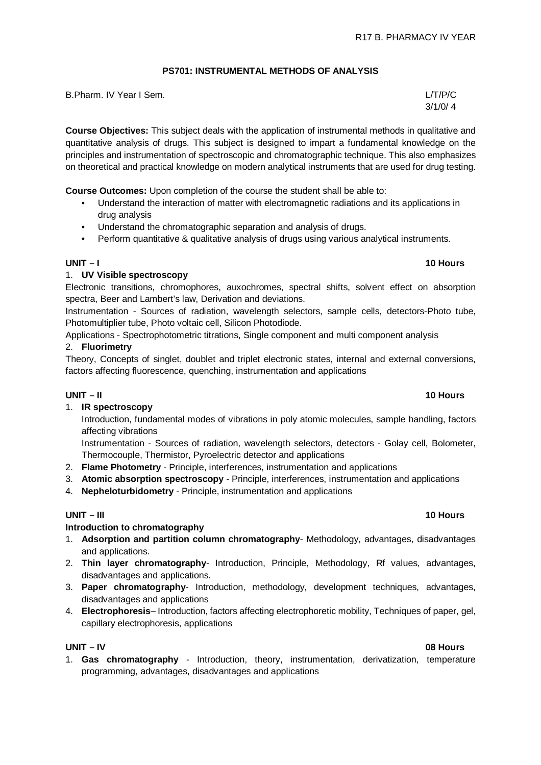## PS701: INSTRUMENTAL METHODS OF ANALYSIS

B.Pharm. IV Year I Sem. L/T/P/C 3/1/0/ 4

**Course Objectives:** This subject deals with the application of instrumental methods in qualitative and quantitative analysis of drugs. This subject is designed to impart a fundamental knowledge on the principles and instrumentation of spectroscopic and chromatographic technique. This also emphasizes on theoretical and practical knowledge on modern analytical instruments that are used for drug testing.

**Course Outcomes:** Upon completion of the course the student shall be able to:

- Understand the interaction of matter with electromagnetic radiations and its applications in drug analysis
- Understand the chromatographic separation and analysis of drugs.
- Perform quantitative & qualitative analysis of drugs using various analytical instruments.

**UNIT – I** **10 Hours**

1. **UV Visible spectroscopy**

Electronic transitions, chromophores, auxochromes, spectral shifts, solvent effect on absorption spectra, Beer and Lambert's law, Derivation and deviations.

Instrumentation - Sources of radiation, wavelength selectors, sample cells, detectors-Photo tube, Photomultiplier tube, Photo voltaic cell, Silicon Photodiode.

Applications - Spectrophotometric titrations, Single component and multi component analysis

2. **Fluorimetry**

Theory, Concepts of singlet, doublet and triplet electronic states, internal and external conversions, factors affecting fluorescence, quenching, instrumentation and applications

**UNIT – II** **10 Hours**

1. **IR spectroscopy**

   Introduction, fundamental modes of vibrations in poly atomic molecules, sample handling, factors affecting vibrations

   Instrumentation - Sources of radiation, wavelength selectors, detectors - Golay cell, Bolometer, Thermocouple, Thermistor, Pyroelectric detector and applications

2. **Flame Photometry** - Principle, interferences, instrumentation and applications
3. **Atomic absorption spectroscopy** - Principle, interferences, instrumentation and applications
4. **Nepheloturbidometry** - Principle, instrumentation and applications

**UNIT – III** **10 Hours**

**Introduction to chromatography**

1. **Adsorption and partition column chromatography**- Methodology, advantages, disadvantages and applications.
2. **Thin layer chromatography**- Introduction, Principle, Methodology, Rf values, advantages, disadvantages and applications.
3. **Paper chromatography**- Introduction, methodology, development techniques, advantages, disadvantages and applications
4. **Electrophoresis**– Introduction, factors affecting electrophoretic mobility, Techniques of paper, gel, capillary electrophoresis, applications

**UNIT – IV** **08 Hours**

1. **Gas chromatography** - Introduction, theory, instrumentation, derivatization, temperature programming, advantages, disadvantages and applications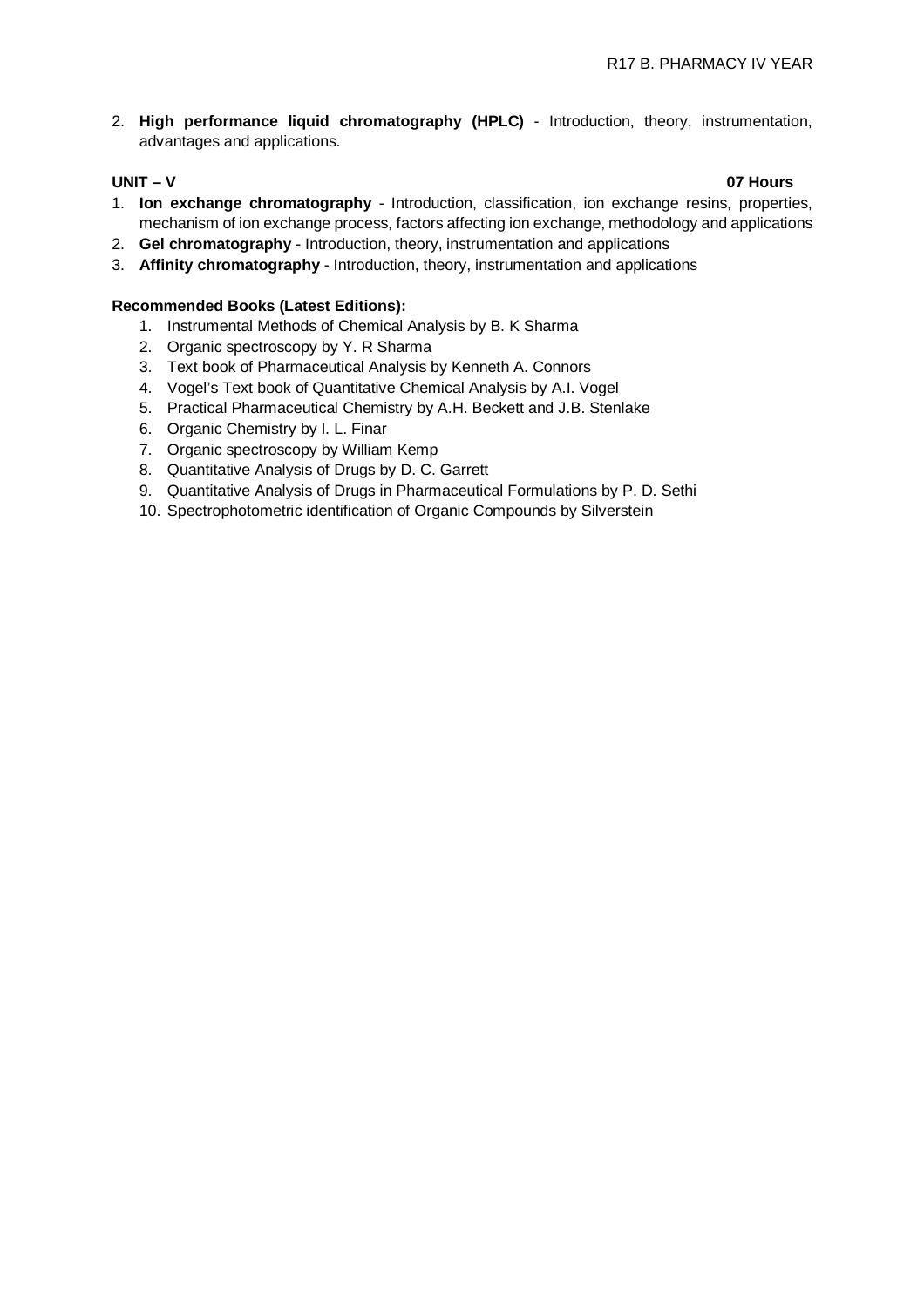2. **High performance liquid chromatography (HPLC)** - Introduction, theory, instrumentation, advantages and applications.

**UNIT – V** **07 Hours**

1. **Ion exchange chromatography** - Introduction, classification, ion exchange resins, properties, mechanism of ion exchange process, factors affecting ion exchange, methodology and applications
2. **Gel chromatography** - Introduction, theory, instrumentation and applications
3. **Affinity chromatography** - Introduction, theory, instrumentation and applications

**Recommended Books (Latest Editions):**

1. Instrumental Methods of Chemical Analysis by B. K Sharma
2. Organic spectroscopy by Y. R Sharma
3. Text book of Pharmaceutical Analysis by Kenneth A. Connors
4. Vogel's Text book of Quantitative Chemical Analysis by A.I. Vogel
5. Practical Pharmaceutical Chemistry by A.H. Beckett and J.B. Stenlake
6. Organic Chemistry by I. L. Finar
7. Organic spectroscopy by William Kemp
8. Quantitative Analysis of Drugs by D. C. Garrett
9. Quantitative Analysis of Drugs in Pharmaceutical Formulations by P. D. Sethi
10. Spectrophotometric identification of Organic Compounds by Silverstein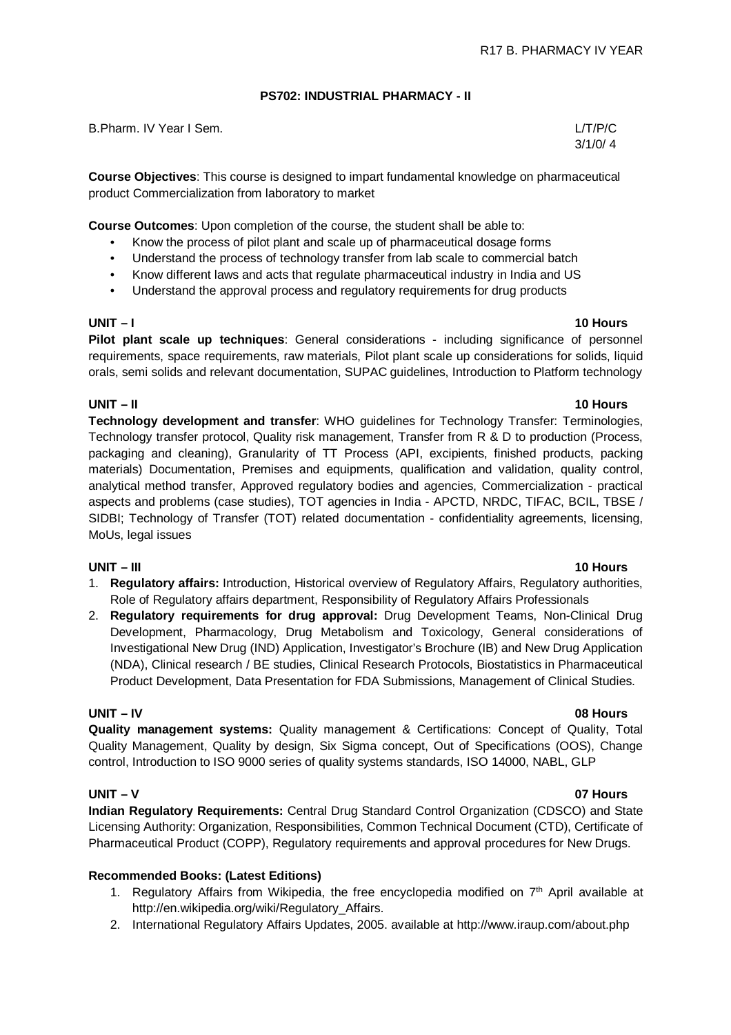## PS702: INDUSTRIAL PHARMACY - II

B.Pharm. IV Year I Sem.

L/T/P/C
3/1/0/ 4

**Course Objectives**: This course is designed to impart fundamental knowledge on pharmaceutical product Commercialization from laboratory to market

**Course Outcomes**: Upon completion of the course, the student shall be able to:

- Know the process of pilot plant and scale up of pharmaceutical dosage forms
- Understand the process of technology transfer from lab scale to commercial batch
- Know different laws and acts that regulate pharmaceutical industry in India and US
- Understand the approval process and regulatory requirements for drug products

### UNIT – I — 10 Hours

**Pilot plant scale up techniques**: General considerations - including significance of personnel requirements, space requirements, raw materials, Pilot plant scale up considerations for solids, liquid orals, semi solids and relevant documentation, SUPAC guidelines, Introduction to Platform technology

### UNIT – II — 10 Hours

**Technology development and transfer**: WHO guidelines for Technology Transfer: Terminologies, Technology transfer protocol, Quality risk management, Transfer from R & D to production (Process, packaging and cleaning), Granularity of TT Process (API, excipients, finished products, packing materials) Documentation, Premises and equipments, qualification and validation, quality control, analytical method transfer, Approved regulatory bodies and agencies, Commercialization - practical aspects and problems (case studies), TOT agencies in India - APCTD, NRDC, TIFAC, BCIL, TBSE / SIDBI; Technology of Transfer (TOT) related documentation - confidentiality agreements, licensing, MoUs, legal issues

### UNIT – III — 10 Hours

1. **Regulatory affairs:** Introduction, Historical overview of Regulatory Affairs, Regulatory authorities, Role of Regulatory affairs department, Responsibility of Regulatory Affairs Professionals
2. **Regulatory requirements for drug approval:** Drug Development Teams, Non-Clinical Drug Development, Pharmacology, Drug Metabolism and Toxicology, General considerations of Investigational New Drug (IND) Application, Investigator's Brochure (IB) and New Drug Application (NDA), Clinical research / BE studies, Clinical Research Protocols, Biostatistics in Pharmaceutical Product Development, Data Presentation for FDA Submissions, Management of Clinical Studies.

### UNIT – IV — 08 Hours

**Quality management systems:** Quality management & Certifications: Concept of Quality, Total Quality Management, Quality by design, Six Sigma concept, Out of Specifications (OOS), Change control, Introduction to ISO 9000 series of quality systems standards, ISO 14000, NABL, GLP

### UNIT – V — 07 Hours

**Indian Regulatory Requirements:** Central Drug Standard Control Organization (CDSCO) and State Licensing Authority: Organization, Responsibilities, Common Technical Document (CTD), Certificate of Pharmaceutical Product (COPP), Regulatory requirements and approval procedures for New Drugs.

**Recommended Books: (Latest Editions)**

1. Regulatory Affairs from Wikipedia, the free encyclopedia modified on 7th April available at http://en.wikipedia.org/wiki/Regulatory_Affairs.
2. International Regulatory Affairs Updates, 2005. available at http://www.iraup.com/about.php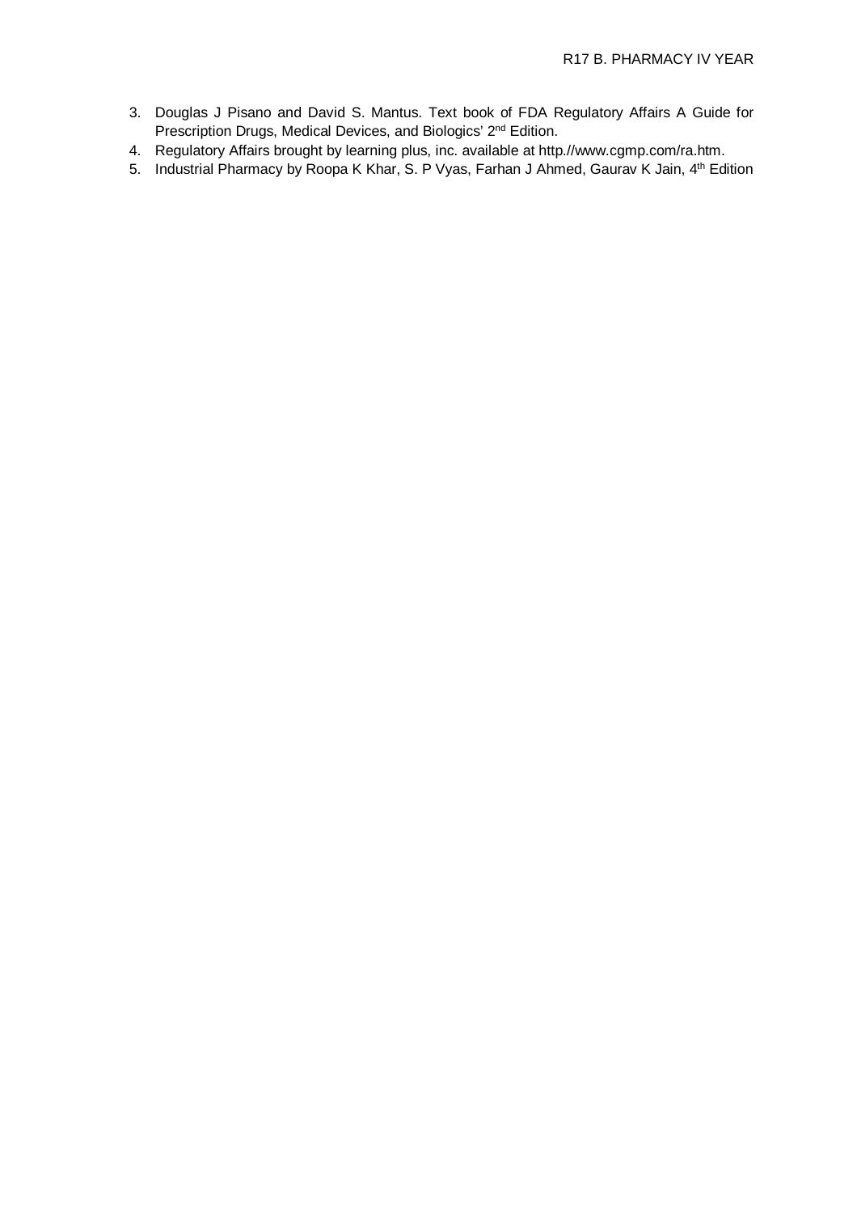3. Douglas J Pisano and David S. Mantus. Text book of FDA Regulatory Affairs A Guide for Prescription Drugs, Medical Devices, and Biologics' 2$^{nd}$ Edition.
4. Regulatory Affairs brought by learning plus, inc. available at http.//www.cgmp.com/ra.htm.
5. Industrial Pharmacy by Roopa K Khar, S. P Vyas, Farhan J Ahmed, Gaurav K Jain, 4$^{th}$ Edition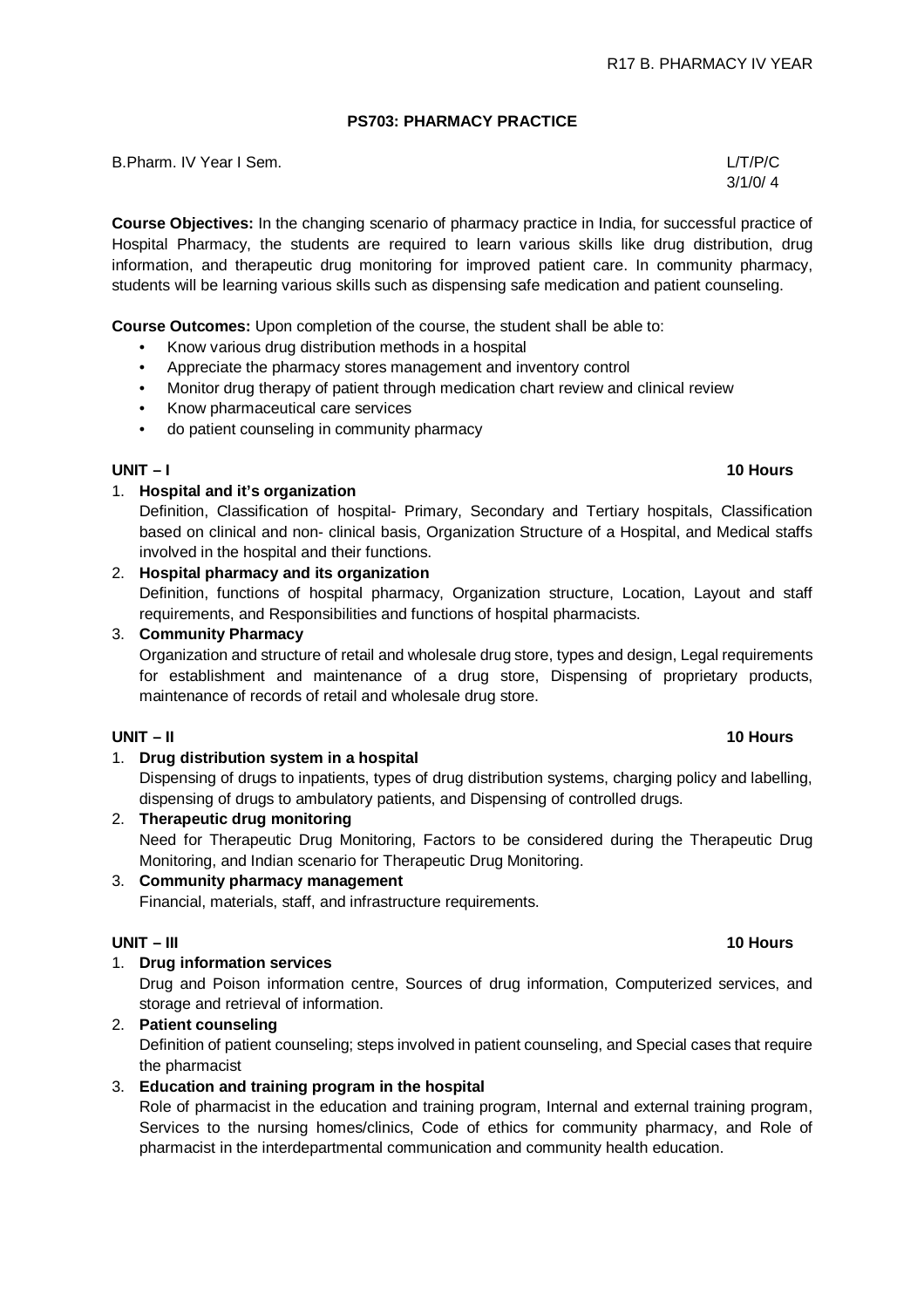## PS703: PHARMACY PRACTICE

B.Pharm. IV Year I Sem. L/T/P/C
3/1/0/ 4

**Course Objectives:** In the changing scenario of pharmacy practice in India, for successful practice of Hospital Pharmacy, the students are required to learn various skills like drug distribution, drug information, and therapeutic drug monitoring for improved patient care. In community pharmacy, students will be learning various skills such as dispensing safe medication and patient counseling.

**Course Outcomes:** Upon completion of the course, the student shall be able to:

- Know various drug distribution methods in a hospital
- Appreciate the pharmacy stores management and inventory control
- Monitor drug therapy of patient through medication chart review and clinical review
- Know pharmaceutical care services
- do patient counseling in community pharmacy

### UNIT – I 10 Hours

1. **Hospital and it's organization**
   Definition, Classification of hospital- Primary, Secondary and Tertiary hospitals, Classification based on clinical and non- clinical basis, Organization Structure of a Hospital, and Medical staffs involved in the hospital and their functions.
2. **Hospital pharmacy and its organization**
   Definition, functions of hospital pharmacy, Organization structure, Location, Layout and staff requirements, and Responsibilities and functions of hospital pharmacists.
3. **Community Pharmacy**
   Organization and structure of retail and wholesale drug store, types and design, Legal requirements for establishment and maintenance of a drug store, Dispensing of proprietary products, maintenance of records of retail and wholesale drug store.

### UNIT – II 10 Hours

1. **Drug distribution system in a hospital**
   Dispensing of drugs to inpatients, types of drug distribution systems, charging policy and labelling, dispensing of drugs to ambulatory patients, and Dispensing of controlled drugs.
2. **Therapeutic drug monitoring**
   Need for Therapeutic Drug Monitoring, Factors to be considered during the Therapeutic Drug Monitoring, and Indian scenario for Therapeutic Drug Monitoring.
3. **Community pharmacy management**
   Financial, materials, staff, and infrastructure requirements.

### UNIT – III 10 Hours

1. **Drug information services**
   Drug and Poison information centre, Sources of drug information, Computerized services, and storage and retrieval of information.
2. **Patient counseling**
   Definition of patient counseling; steps involved in patient counseling, and Special cases that require the pharmacist
3. **Education and training program in the hospital**
   Role of pharmacist in the education and training program, Internal and external training program, Services to the nursing homes/clinics, Code of ethics for community pharmacy, and Role of pharmacist in the interdepartmental communication and community health education.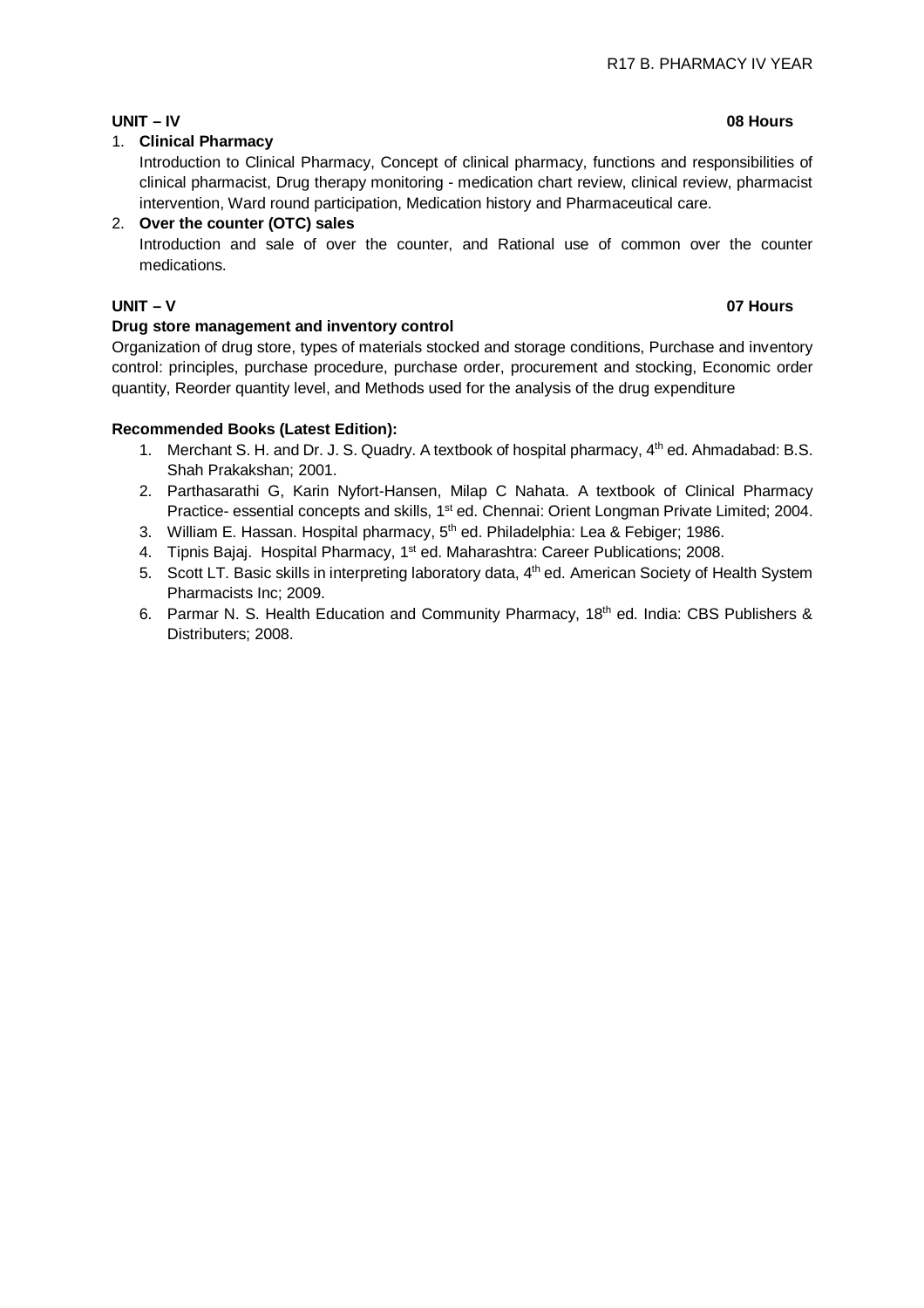**UNIT – IV** **08 Hours**

1. **Clinical Pharmacy**
   Introduction to Clinical Pharmacy, Concept of clinical pharmacy, functions and responsibilities of clinical pharmacist, Drug therapy monitoring - medication chart review, clinical review, pharmacist intervention, Ward round participation, Medication history and Pharmaceutical care.
2. **Over the counter (OTC) sales**
   Introduction and sale of over the counter, and Rational use of common over the counter medications.

**UNIT – V** **07 Hours**

**Drug store management and inventory control**

Organization of drug store, types of materials stocked and storage conditions, Purchase and inventory control: principles, purchase procedure, purchase order, procurement and stocking, Economic order quantity, Reorder quantity level, and Methods used for the analysis of the drug expenditure

**Recommended Books (Latest Edition):**

1. Merchant S. H. and Dr. J. S. Quadry. A textbook of hospital pharmacy, 4th ed. Ahmadabad: B.S. Shah Prakakshan; 2001.
2. Parthasarathi G, Karin Nyfort-Hansen, Milap C Nahata. A textbook of Clinical Pharmacy Practice- essential concepts and skills, 1st ed. Chennai: Orient Longman Private Limited; 2004.
3. William E. Hassan. Hospital pharmacy, 5th ed. Philadelphia: Lea & Febiger; 1986.
4. Tipnis Bajaj. Hospital Pharmacy, 1st ed. Maharashtra: Career Publications; 2008.
5. Scott LT. Basic skills in interpreting laboratory data, 4th ed. American Society of Health System Pharmacists Inc; 2009.
6. Parmar N. S. Health Education and Community Pharmacy, 18th ed. India: CBS Publishers & Distributers; 2008.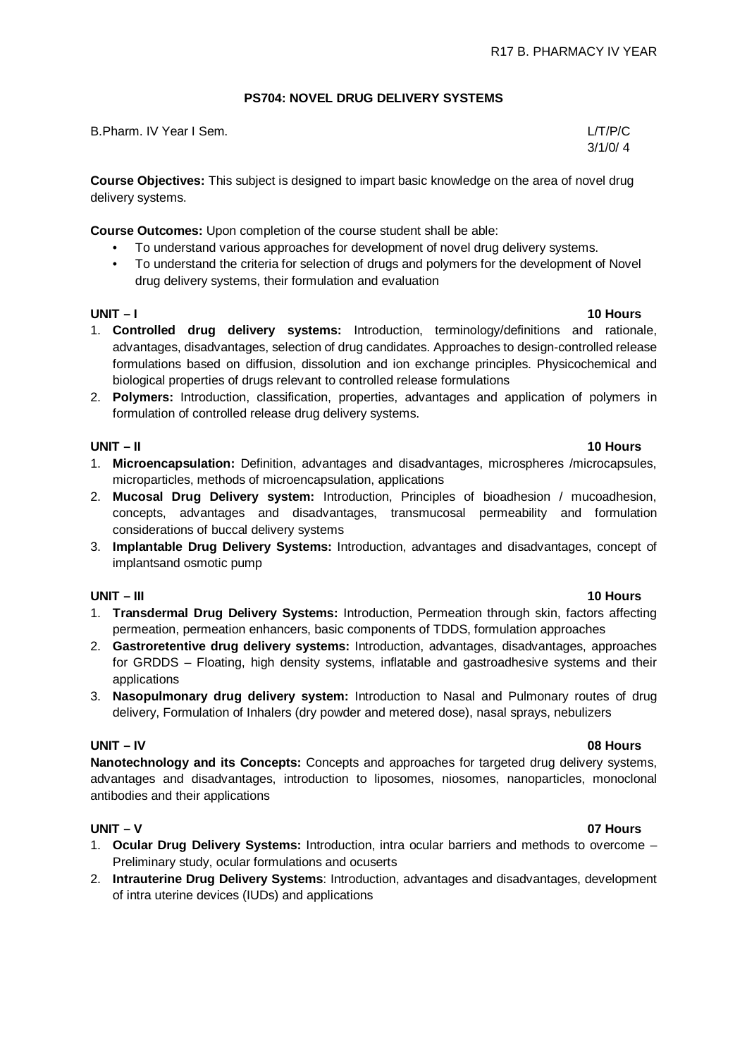## PS704: NOVEL DRUG DELIVERY SYSTEMS

B.Pharm. IV Year I Sem. L/T/P/C 3/1/0/ 4

**Course Objectives:** This subject is designed to impart basic knowledge on the area of novel drug delivery systems.

**Course Outcomes:** Upon completion of the course student shall be able:

- To understand various approaches for development of novel drug delivery systems.
- To understand the criteria for selection of drugs and polymers for the development of Novel drug delivery systems, their formulation and evaluation

**UNIT – I 10 Hours**

1. **Controlled drug delivery systems:** Introduction, terminology/definitions and rationale, advantages, disadvantages, selection of drug candidates. Approaches to design-controlled release formulations based on diffusion, dissolution and ion exchange principles. Physicochemical and biological properties of drugs relevant to controlled release formulations
2. **Polymers:** Introduction, classification, properties, advantages and application of polymers in formulation of controlled release drug delivery systems.

**UNIT – II 10 Hours**

1. **Microencapsulation:** Definition, advantages and disadvantages, microspheres /microcapsules, microparticles, methods of microencapsulation, applications
2. **Mucosal Drug Delivery system:** Introduction, Principles of bioadhesion / mucoadhesion, concepts, advantages and disadvantages, transmucosal permeability and formulation considerations of buccal delivery systems
3. **Implantable Drug Delivery Systems:** Introduction, advantages and disadvantages, concept of implantsand osmotic pump

**UNIT – III 10 Hours**

1. **Transdermal Drug Delivery Systems:** Introduction, Permeation through skin, factors affecting permeation, permeation enhancers, basic components of TDDS, formulation approaches
2. **Gastroretentive drug delivery systems:** Introduction, advantages, disadvantages, approaches for GRDDS – Floating, high density systems, inflatable and gastroadhesive systems and their applications
3. **Nasopulmonary drug delivery system:** Introduction to Nasal and Pulmonary routes of drug delivery, Formulation of Inhalers (dry powder and metered dose), nasal sprays, nebulizers

**UNIT – IV 08 Hours**

**Nanotechnology and its Concepts:** Concepts and approaches for targeted drug delivery systems, advantages and disadvantages, introduction to liposomes, niosomes, nanoparticles, monoclonal antibodies and their applications

**UNIT – V 07 Hours**

1. **Ocular Drug Delivery Systems:** Introduction, intra ocular barriers and methods to overcome – Preliminary study, ocular formulations and ocuserts
2. **Intrauterine Drug Delivery Systems**: Introduction, advantages and disadvantages, development of intra uterine devices (IUDs) and applications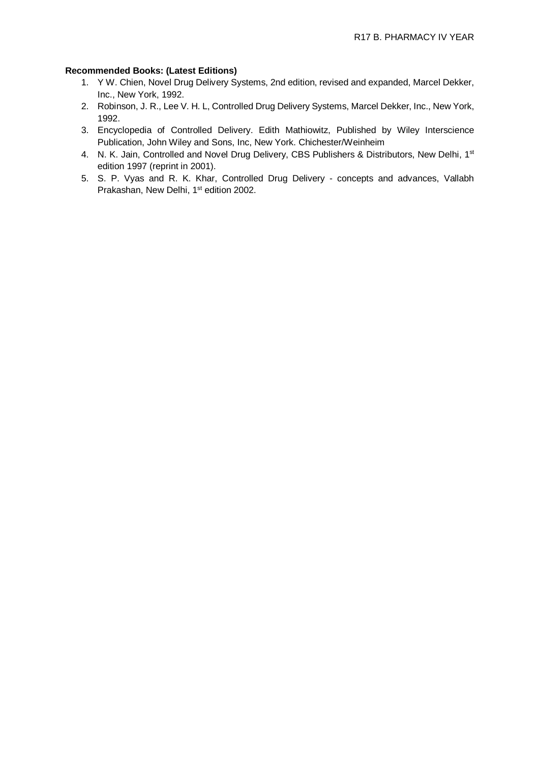**Recommended Books: (Latest Editions)**

1. Y W. Chien, Novel Drug Delivery Systems, 2nd edition, revised and expanded, Marcel Dekker, Inc., New York, 1992.
2. Robinson, J. R., Lee V. H. L, Controlled Drug Delivery Systems, Marcel Dekker, Inc., New York, 1992.
3. Encyclopedia of Controlled Delivery. Edith Mathiowitz, Published by Wiley Interscience Publication, John Wiley and Sons, Inc, New York. Chichester/Weinheim
4. N. K. Jain, Controlled and Novel Drug Delivery, CBS Publishers & Distributors, New Delhi, 1st edition 1997 (reprint in 2001).
5. S. P. Vyas and R. K. Khar, Controlled Drug Delivery - concepts and advances, Vallabh Prakashan, New Delhi, 1st edition 2002.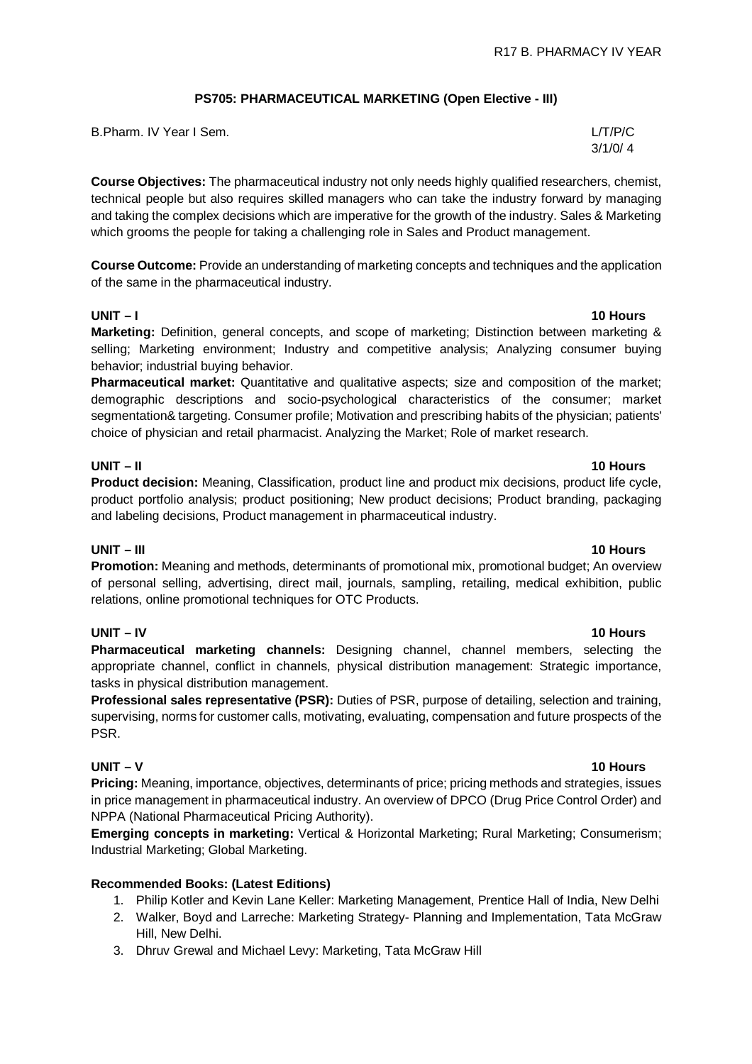## PS705: PHARMACEUTICAL MARKETING (Open Elective - III)

B.Pharm. IV Year I Sem. L/T/P/C
3/1/0/ 4

**Course Objectives:** The pharmaceutical industry not only needs highly qualified researchers, chemist, technical people but also requires skilled managers who can take the industry forward by managing and taking the complex decisions which are imperative for the growth of the industry. Sales & Marketing which grooms the people for taking a challenging role in Sales and Product management.

**Course Outcome:** Provide an understanding of marketing concepts and techniques and the application of the same in the pharmaceutical industry.

### UNIT – I 10 Hours

**Marketing:** Definition, general concepts, and scope of marketing; Distinction between marketing & selling; Marketing environment; Industry and competitive analysis; Analyzing consumer buying behavior; industrial buying behavior.

**Pharmaceutical market:** Quantitative and qualitative aspects; size and composition of the market; demographic descriptions and socio-psychological characteristics of the consumer; market segmentation& targeting. Consumer profile; Motivation and prescribing habits of the physician; patients' choice of physician and retail pharmacist. Analyzing the Market; Role of market research.

### UNIT – II 10 Hours

**Product decision:** Meaning, Classification, product line and product mix decisions, product life cycle, product portfolio analysis; product positioning; New product decisions; Product branding, packaging and labeling decisions, Product management in pharmaceutical industry.

### UNIT – III 10 Hours

**Promotion:** Meaning and methods, determinants of promotional mix, promotional budget; An overview of personal selling, advertising, direct mail, journals, sampling, retailing, medical exhibition, public relations, online promotional techniques for OTC Products.

### UNIT – IV 10 Hours

**Pharmaceutical marketing channels:** Designing channel, channel members, selecting the appropriate channel, conflict in channels, physical distribution management: Strategic importance, tasks in physical distribution management.

**Professional sales representative (PSR):** Duties of PSR, purpose of detailing, selection and training, supervising, norms for customer calls, motivating, evaluating, compensation and future prospects of the PSR.

### UNIT – V 10 Hours

**Pricing:** Meaning, importance, objectives, determinants of price; pricing methods and strategies, issues in price management in pharmaceutical industry. An overview of DPCO (Drug Price Control Order) and NPPA (National Pharmaceutical Pricing Authority).

**Emerging concepts in marketing:** Vertical & Horizontal Marketing; Rural Marketing; Consumerism; Industrial Marketing; Global Marketing.

**Recommended Books: (Latest Editions)**

1. Philip Kotler and Kevin Lane Keller: Marketing Management, Prentice Hall of India, New Delhi
2. Walker, Boyd and Larreche: Marketing Strategy- Planning and Implementation, Tata McGraw Hill, New Delhi.
3. Dhruv Grewal and Michael Levy: Marketing, Tata McGraw Hill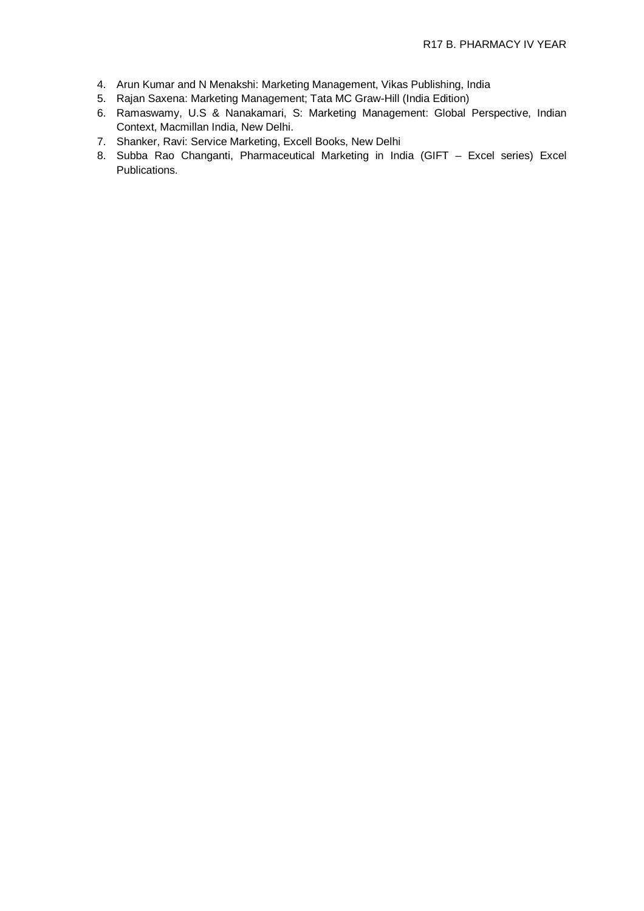4. Arun Kumar and N Menakshi: Marketing Management, Vikas Publishing, India
5. Rajan Saxena: Marketing Management; Tata MC Graw-Hill (India Edition)
6. Ramaswamy, U.S & Nanakamari, S: Marketing Management: Global Perspective, Indian Context, Macmillan India, New Delhi.
7. Shanker, Ravi: Service Marketing, Excell Books, New Delhi
8. Subba Rao Changanti, Pharmaceutical Marketing in India (GIFT – Excel series) Excel Publications.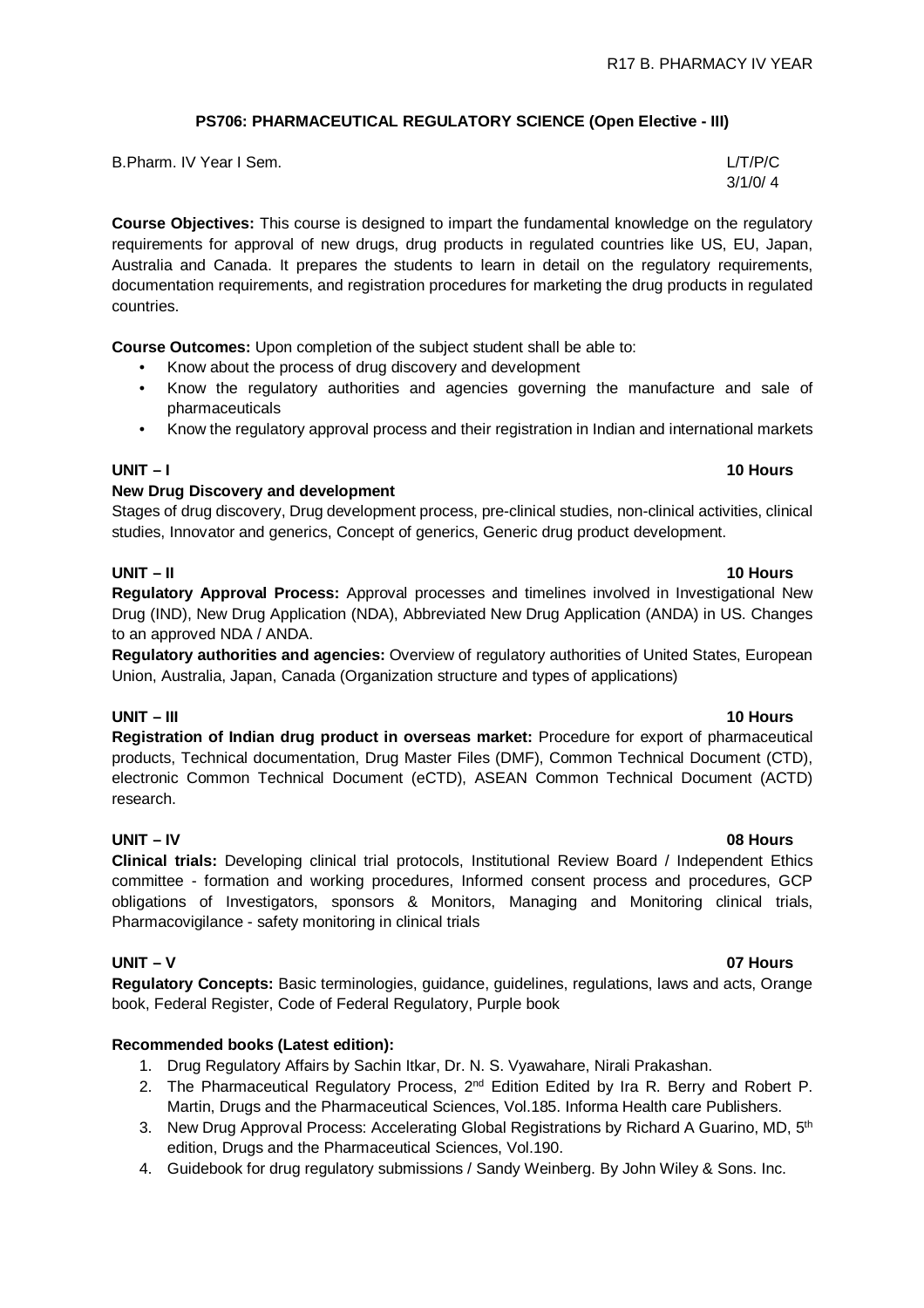## PS706: PHARMACEUTICAL REGULATORY SCIENCE (Open Elective - III)

B.Pharm. IV Year I Sem. L/T/P/C 3/1/0/ 4

**Course Objectives:** This course is designed to impart the fundamental knowledge on the regulatory requirements for approval of new drugs, drug products in regulated countries like US, EU, Japan, Australia and Canada. It prepares the students to learn in detail on the regulatory requirements, documentation requirements, and registration procedures for marketing the drug products in regulated countries.

**Course Outcomes:** Upon completion of the subject student shall be able to:

- Know about the process of drug discovery and development
- Know the regulatory authorities and agencies governing the manufacture and sale of pharmaceuticals
- Know the regulatory approval process and their registration in Indian and international markets

**UNIT – I 10 Hours**

**New Drug Discovery and development**

Stages of drug discovery, Drug development process, pre-clinical studies, non-clinical activities, clinical studies, Innovator and generics, Concept of generics, Generic drug product development.

**UNIT – II 10 Hours**

**Regulatory Approval Process:** Approval processes and timelines involved in Investigational New Drug (IND), New Drug Application (NDA), Abbreviated New Drug Application (ANDA) in US. Changes to an approved NDA / ANDA.

**Regulatory authorities and agencies:** Overview of regulatory authorities of United States, European Union, Australia, Japan, Canada (Organization structure and types of applications)

**UNIT – III 10 Hours**

**Registration of Indian drug product in overseas market:** Procedure for export of pharmaceutical products, Technical documentation, Drug Master Files (DMF), Common Technical Document (CTD), electronic Common Technical Document (eCTD), ASEAN Common Technical Document (ACTD) research.

**UNIT – IV 08 Hours**

**Clinical trials:** Developing clinical trial protocols, Institutional Review Board / Independent Ethics committee - formation and working procedures, Informed consent process and procedures, GCP obligations of Investigators, sponsors & Monitors, Managing and Monitoring clinical trials, Pharmacovigilance - safety monitoring in clinical trials

**UNIT – V 07 Hours**

**Regulatory Concepts:** Basic terminologies, guidance, guidelines, regulations, laws and acts, Orange book, Federal Register, Code of Federal Regulatory, Purple book

**Recommended books (Latest edition):**

1. Drug Regulatory Affairs by Sachin Itkar, Dr. N. S. Vyawahare, Nirali Prakashan.
2. The Pharmaceutical Regulatory Process, 2nd Edition Edited by Ira R. Berry and Robert P. Martin, Drugs and the Pharmaceutical Sciences, Vol.185. Informa Health care Publishers.
3. New Drug Approval Process: Accelerating Global Registrations by Richard A Guarino, MD, 5th edition, Drugs and the Pharmaceutical Sciences, Vol.190.
4. Guidebook for drug regulatory submissions / Sandy Weinberg. By John Wiley & Sons. Inc.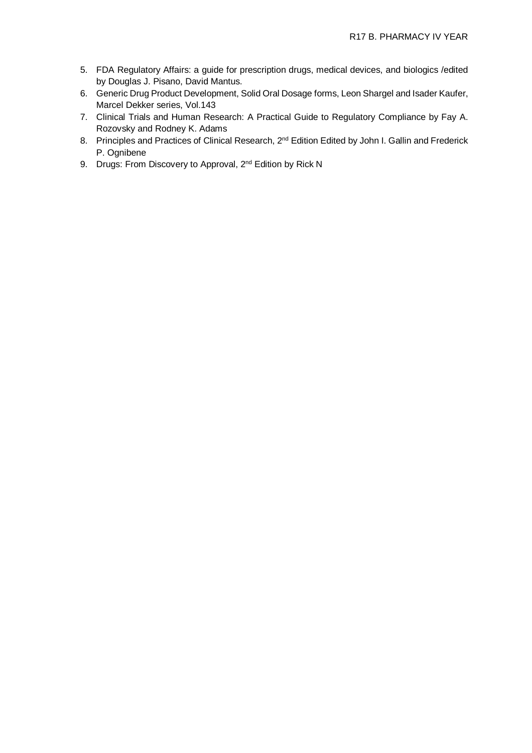5. FDA Regulatory Affairs: a guide for prescription drugs, medical devices, and biologics /edited by Douglas J. Pisano, David Mantus.
6. Generic Drug Product Development, Solid Oral Dosage forms, Leon Shargel and Isader Kaufer, Marcel Dekker series, Vol.143
7. Clinical Trials and Human Research: A Practical Guide to Regulatory Compliance by Fay A. Rozovsky and Rodney K. Adams
8. Principles and Practices of Clinical Research, 2nd Edition Edited by John I. Gallin and Frederick P. Ognibene
9. Drugs: From Discovery to Approval, 2nd Edition by Rick N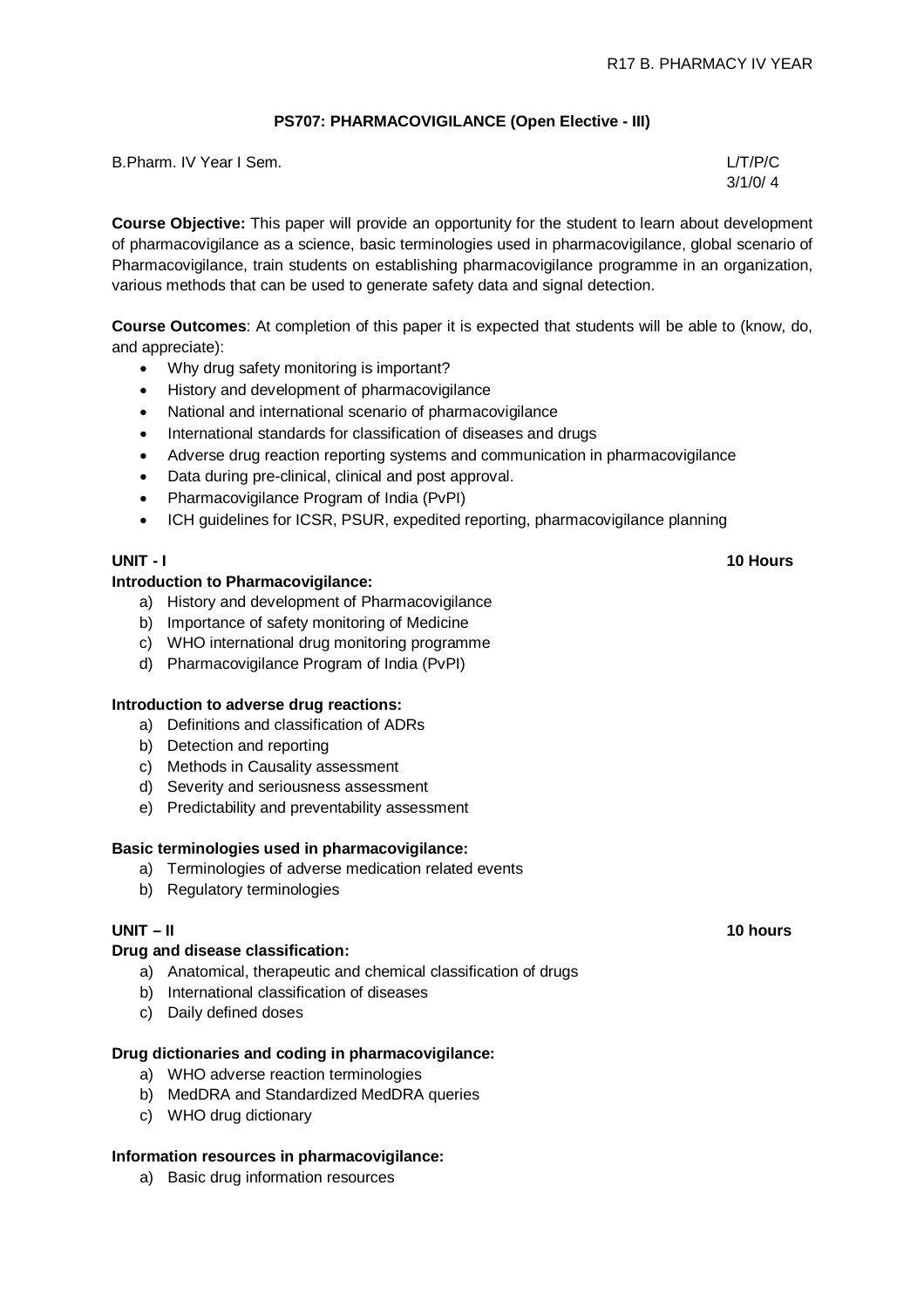## PS707: PHARMACOVIGILANCE (Open Elective - III)

B.Pharm. IV Year I Sem. L/T/P/C
3/1/0/ 4

**Course Objective:** This paper will provide an opportunity for the student to learn about development of pharmacovigilance as a science, basic terminologies used in pharmacovigilance, global scenario of Pharmacovigilance, train students on establishing pharmacovigilance programme in an organization, various methods that can be used to generate safety data and signal detection.

**Course Outcomes**: At completion of this paper it is expected that students will be able to (know, do, and appreciate):

- Why drug safety monitoring is important?
- History and development of pharmacovigilance
- National and international scenario of pharmacovigilance
- International standards for classification of diseases and drugs
- Adverse drug reaction reporting systems and communication in pharmacovigilance
- Data during pre-clinical, clinical and post approval.
- Pharmacovigilance Program of India (PvPI)
- ICH guidelines for ICSR, PSUR, expedited reporting, pharmacovigilance planning

### UNIT - I 10 Hours

**Introduction to Pharmacovigilance:**

a) History and development of Pharmacovigilance
b) Importance of safety monitoring of Medicine
c) WHO international drug monitoring programme
d) Pharmacovigilance Program of India (PvPI)

**Introduction to adverse drug reactions:**

a) Definitions and classification of ADRs
b) Detection and reporting
c) Methods in Causality assessment
d) Severity and seriousness assessment
e) Predictability and preventability assessment

**Basic terminologies used in pharmacovigilance:**

a) Terminologies of adverse medication related events
b) Regulatory terminologies

### UNIT – II 10 hours

**Drug and disease classification:**

a) Anatomical, therapeutic and chemical classification of drugs
b) International classification of diseases
c) Daily defined doses

**Drug dictionaries and coding in pharmacovigilance:**

a) WHO adverse reaction terminologies
b) MedDRA and Standardized MedDRA queries
c) WHO drug dictionary

**Information resources in pharmacovigilance:**

a) Basic drug information resources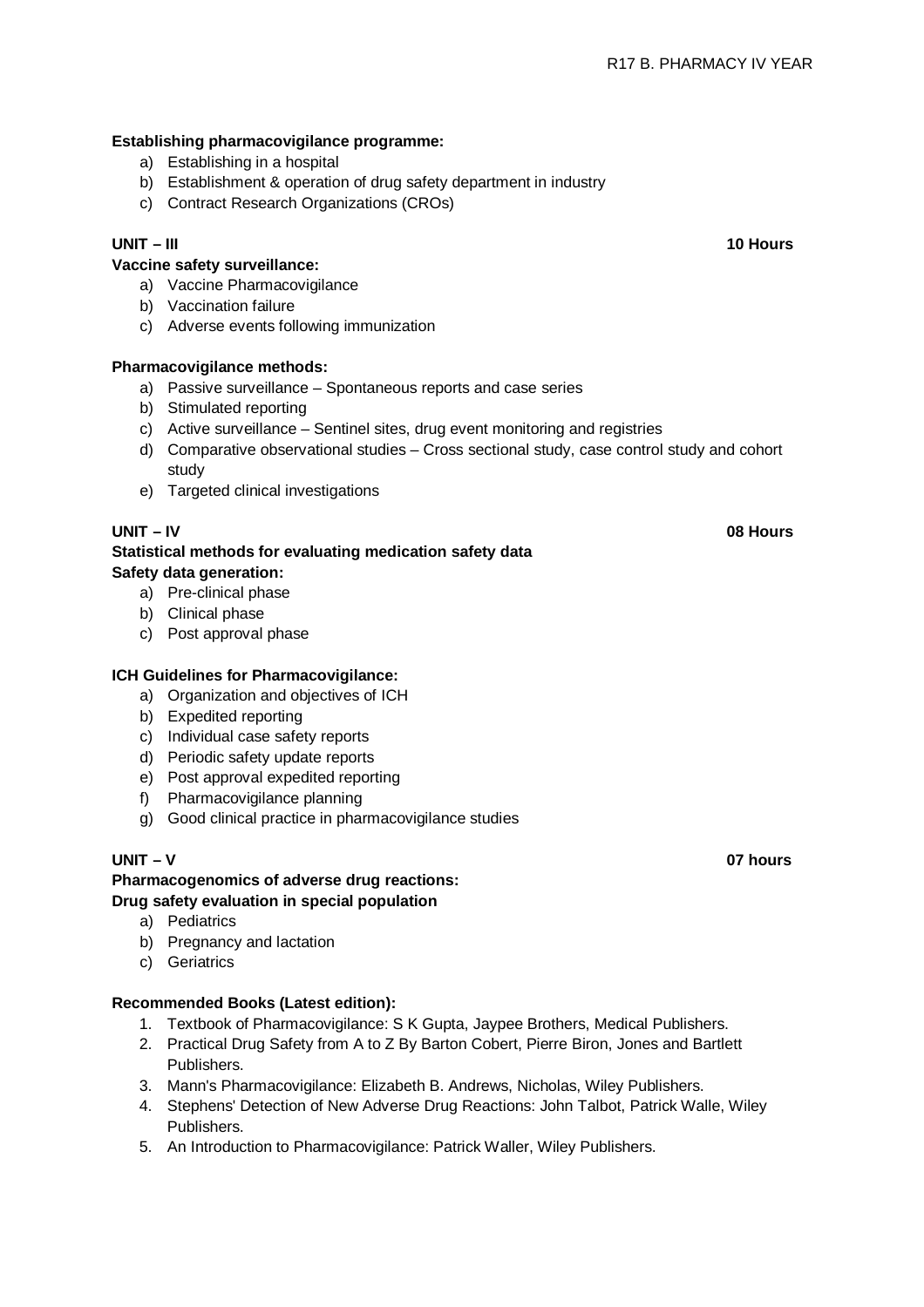**Establishing pharmacovigilance programme:**

a) Establishing in a hospital
b) Establishment & operation of drug safety department in industry
c) Contract Research Organizations (CROs)

**UNIT – III** **10 Hours**

**Vaccine safety surveillance:**

a) Vaccine Pharmacovigilance
b) Vaccination failure
c) Adverse events following immunization

**Pharmacovigilance methods:**

a) Passive surveillance – Spontaneous reports and case series
b) Stimulated reporting
c) Active surveillance – Sentinel sites, drug event monitoring and registries
d) Comparative observational studies – Cross sectional study, case control study and cohort study
e) Targeted clinical investigations

**UNIT – IV** **08 Hours**

**Statistical methods for evaluating medication safety data**

**Safety data generation:**

a) Pre-clinical phase
b) Clinical phase
c) Post approval phase

**ICH Guidelines for Pharmacovigilance:**

a) Organization and objectives of ICH
b) Expedited reporting
c) Individual case safety reports
d) Periodic safety update reports
e) Post approval expedited reporting
f) Pharmacovigilance planning
g) Good clinical practice in pharmacovigilance studies

**UNIT – V** **07 hours**

**Pharmacogenomics of adverse drug reactions:**

**Drug safety evaluation in special population**

a) Pediatrics
b) Pregnancy and lactation
c) Geriatrics

**Recommended Books (Latest edition):**

1. Textbook of Pharmacovigilance: S K Gupta, Jaypee Brothers, Medical Publishers.
2. Practical Drug Safety from A to Z By Barton Cobert, Pierre Biron, Jones and Bartlett Publishers.
3. Mann's Pharmacovigilance: Elizabeth B. Andrews, Nicholas, Wiley Publishers.
4. Stephens' Detection of New Adverse Drug Reactions: John Talbot, Patrick Walle, Wiley Publishers.
5. An Introduction to Pharmacovigilance: Patrick Waller, Wiley Publishers.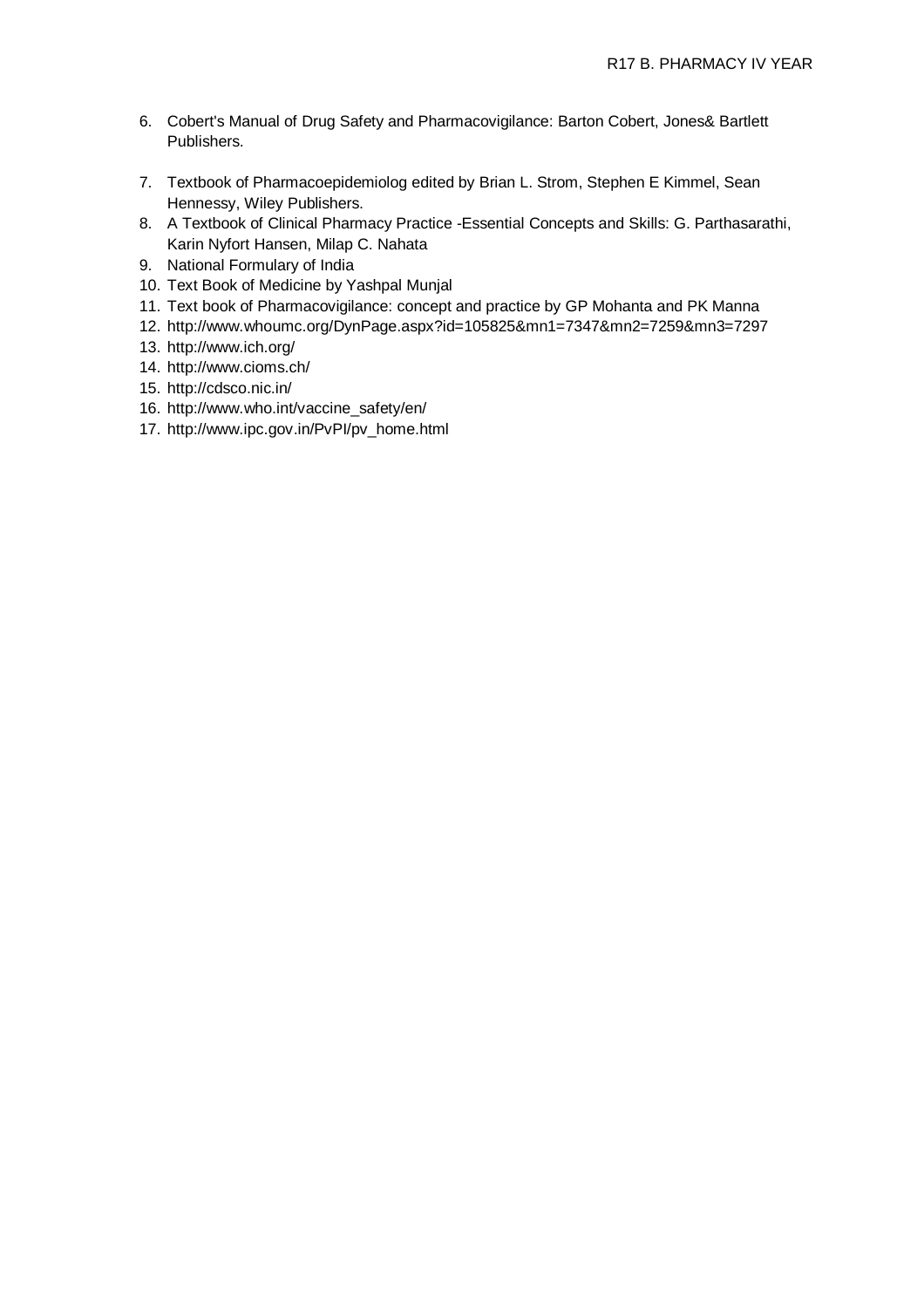6. Cobert's Manual of Drug Safety and Pharmacovigilance: Barton Cobert, Jones& Bartlett Publishers.
7. Textbook of Pharmacoepidemiolog edited by Brian L. Strom, Stephen E Kimmel, Sean Hennessy, Wiley Publishers.
8. A Textbook of Clinical Pharmacy Practice -Essential Concepts and Skills: G. Parthasarathi, Karin Nyfort Hansen, Milap C. Nahata
9. National Formulary of India
10. Text Book of Medicine by Yashpal Munjal
11. Text book of Pharmacovigilance: concept and practice by GP Mohanta and PK Manna
12. http://www.whoumc.org/DynPage.aspx?id=105825&mn1=7347&mn2=7259&mn3=7297
13. http://www.ich.org/
14. http://www.cioms.ch/
15. http://cdsco.nic.in/
16. http://www.who.int/vaccine_safety/en/
17. http://www.ipc.gov.in/PvPI/pv_home.html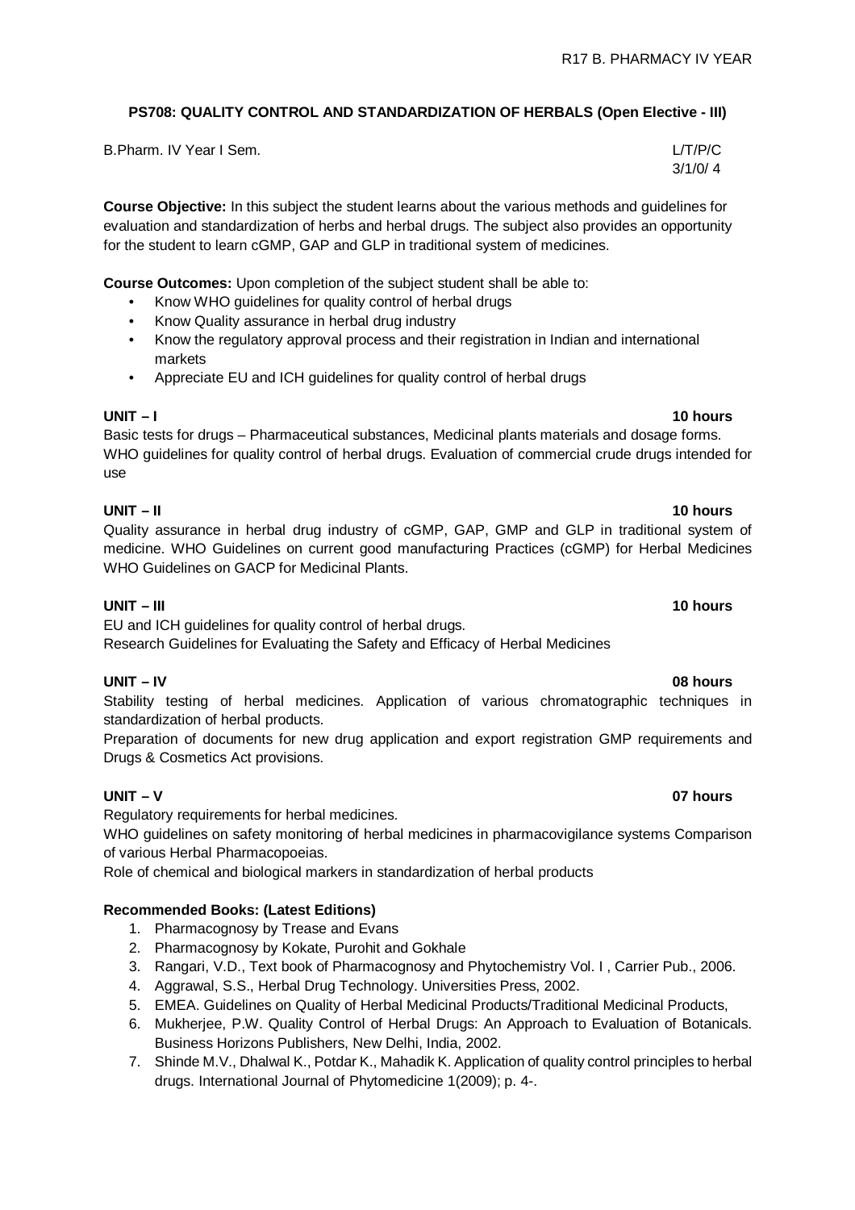## PS708: QUALITY CONTROL AND STANDARDIZATION OF HERBALS (Open Elective - III)

B.Pharm. IV Year I Sem. L/T/P/C
3/1/0/ 4

**Course Objective:** In this subject the student learns about the various methods and guidelines for evaluation and standardization of herbs and herbal drugs. The subject also provides an opportunity for the student to learn cGMP, GAP and GLP in traditional system of medicines.

**Course Outcomes:** Upon completion of the subject student shall be able to:

- Know WHO guidelines for quality control of herbal drugs
- Know Quality assurance in herbal drug industry
- Know the regulatory approval process and their registration in Indian and international markets
- Appreciate EU and ICH guidelines for quality control of herbal drugs

**UNIT – I** **10 hours**

Basic tests for drugs – Pharmaceutical substances, Medicinal plants materials and dosage forms. WHO guidelines for quality control of herbal drugs. Evaluation of commercial crude drugs intended for use

**UNIT – II** **10 hours**

Quality assurance in herbal drug industry of cGMP, GAP, GMP and GLP in traditional system of medicine. WHO Guidelines on current good manufacturing Practices (cGMP) for Herbal Medicines WHO Guidelines on GACP for Medicinal Plants.

**UNIT – III** **10 hours**

EU and ICH guidelines for quality control of herbal drugs.
Research Guidelines for Evaluating the Safety and Efficacy of Herbal Medicines

**UNIT – IV** **08 hours**

Stability testing of herbal medicines. Application of various chromatographic techniques in standardization of herbal products.

Preparation of documents for new drug application and export registration GMP requirements and Drugs & Cosmetics Act provisions.

**UNIT – V** **07 hours**

Regulatory requirements for herbal medicines.

WHO guidelines on safety monitoring of herbal medicines in pharmacovigilance systems Comparison of various Herbal Pharmacopoeias.

Role of chemical and biological markers in standardization of herbal products

**Recommended Books: (Latest Editions)**

1. Pharmacognosy by Trease and Evans
2. Pharmacognosy by Kokate, Purohit and Gokhale
3. Rangari, V.D., Text book of Pharmacognosy and Phytochemistry Vol. I , Carrier Pub., 2006.
4. Aggrawal, S.S., Herbal Drug Technology. Universities Press, 2002.
5. EMEA. Guidelines on Quality of Herbal Medicinal Products/Traditional Medicinal Products,
6. Mukherjee, P.W. Quality Control of Herbal Drugs: An Approach to Evaluation of Botanicals. Business Horizons Publishers, New Delhi, India, 2002.
7. Shinde M.V., Dhalwal K., Potdar K., Mahadik K. Application of quality control principles to herbal drugs. International Journal of Phytomedicine 1(2009); p. 4-.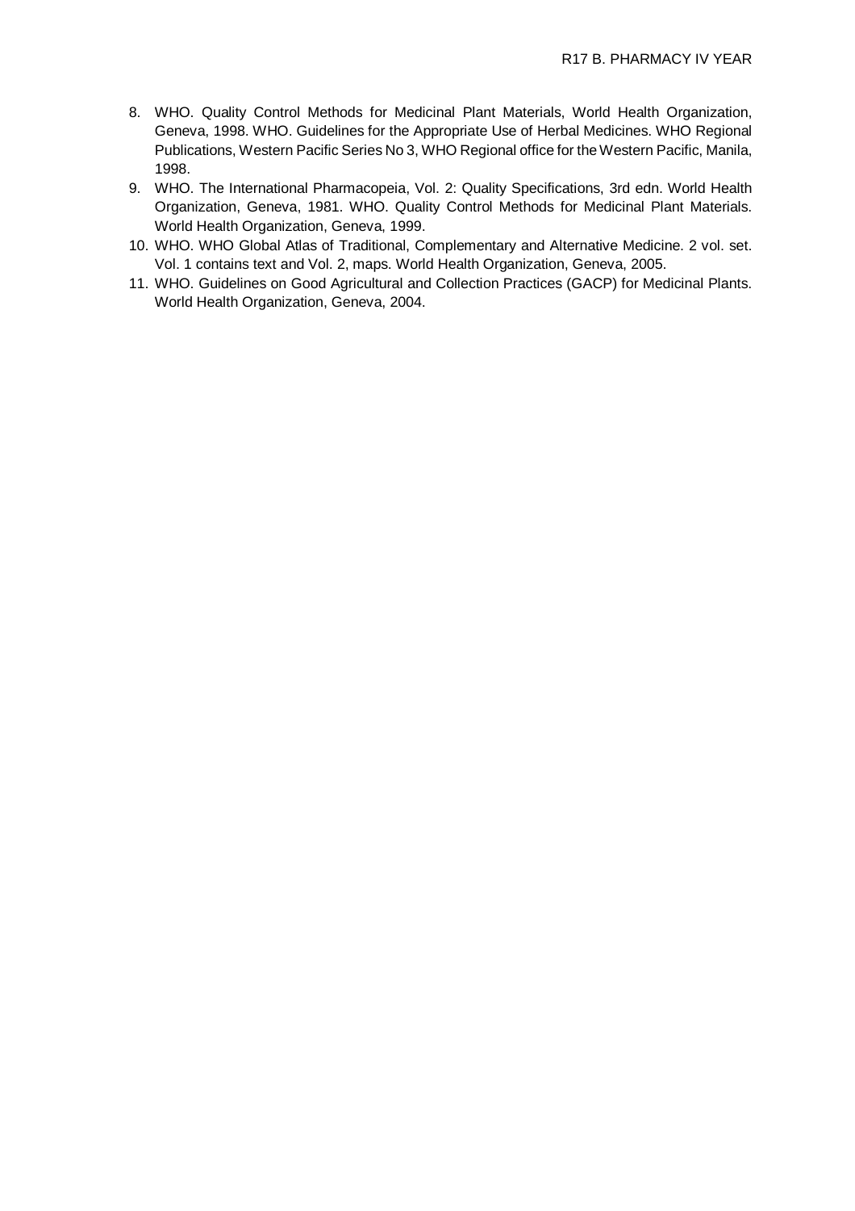8. WHO. Quality Control Methods for Medicinal Plant Materials, World Health Organization, Geneva, 1998. WHO. Guidelines for the Appropriate Use of Herbal Medicines. WHO Regional Publications, Western Pacific Series No 3, WHO Regional office for the Western Pacific, Manila, 1998.
9. WHO. The International Pharmacopeia, Vol. 2: Quality Specifications, 3rd edn. World Health Organization, Geneva, 1981. WHO. Quality Control Methods for Medicinal Plant Materials. World Health Organization, Geneva, 1999.
10. WHO. WHO Global Atlas of Traditional, Complementary and Alternative Medicine. 2 vol. set. Vol. 1 contains text and Vol. 2, maps. World Health Organization, Geneva, 2005.
11. WHO. Guidelines on Good Agricultural and Collection Practices (GACP) for Medicinal Plants. World Health Organization, Geneva, 2004.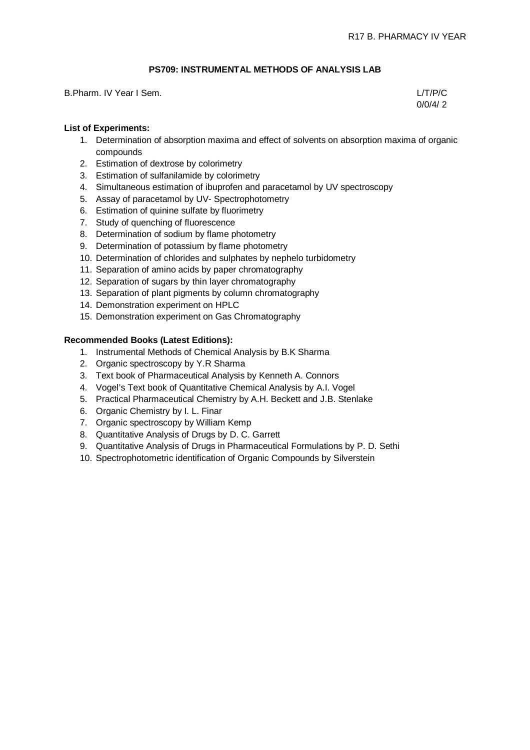## PS709: INSTRUMENTAL METHODS OF ANALYSIS LAB

B.Pharm. IV Year I Sem.

L/T/P/C
0/0/4/ 2

**List of Experiments:**

1. Determination of absorption maxima and effect of solvents on absorption maxima of organic compounds
2. Estimation of dextrose by colorimetry
3. Estimation of sulfanilamide by colorimetry
4. Simultaneous estimation of ibuprofen and paracetamol by UV spectroscopy
5. Assay of paracetamol by UV- Spectrophotometry
6. Estimation of quinine sulfate by fluorimetry
7. Study of quenching of fluorescence
8. Determination of sodium by flame photometry
9. Determination of potassium by flame photometry
10. Determination of chlorides and sulphates by nephelo turbidometry
11. Separation of amino acids by paper chromatography
12. Separation of sugars by thin layer chromatography
13. Separation of plant pigments by column chromatography
14. Demonstration experiment on HPLC
15. Demonstration experiment on Gas Chromatography

**Recommended Books (Latest Editions):**

1. Instrumental Methods of Chemical Analysis by B.K Sharma
2. Organic spectroscopy by Y.R Sharma
3. Text book of Pharmaceutical Analysis by Kenneth A. Connors
4. Vogel's Text book of Quantitative Chemical Analysis by A.I. Vogel
5. Practical Pharmaceutical Chemistry by A.H. Beckett and J.B. Stenlake
6. Organic Chemistry by I. L. Finar
7. Organic spectroscopy by William Kemp
8. Quantitative Analysis of Drugs by D. C. Garrett
9. Quantitative Analysis of Drugs in Pharmaceutical Formulations by P. D. Sethi
10. Spectrophotometric identification of Organic Compounds by Silverstein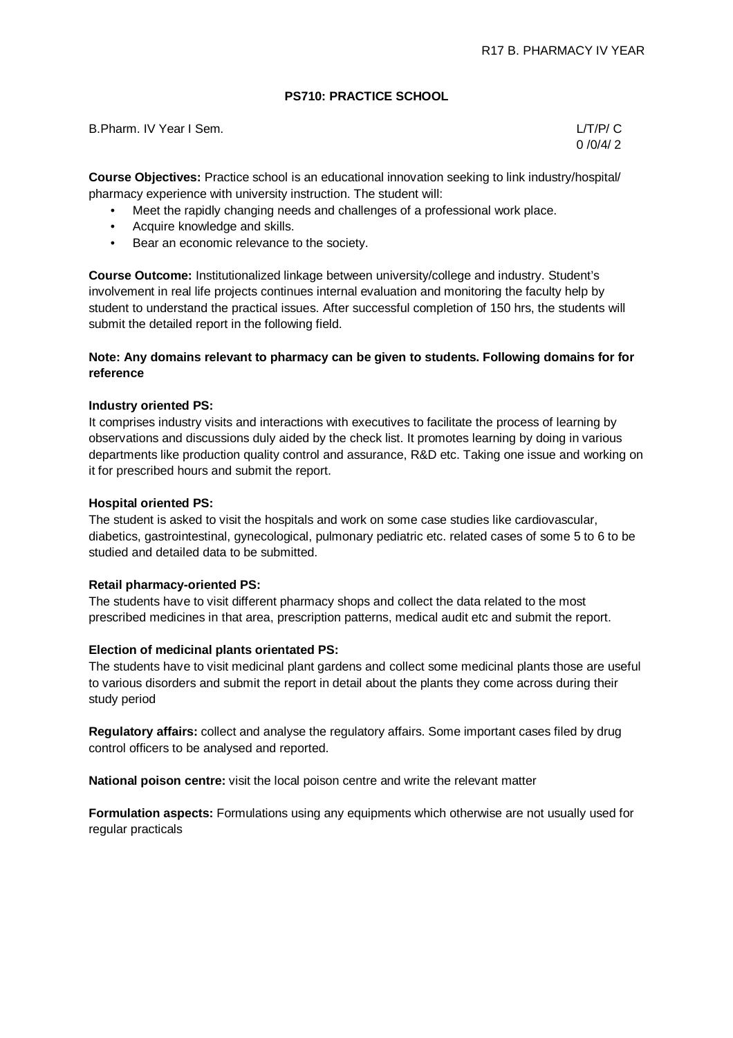## PS710: PRACTICE SCHOOL

B.Pharm. IV Year I Sem.

L/T/P/ C
0 /0/4/ 2

**Course Objectives:** Practice school is an educational innovation seeking to link industry/hospital/ pharmacy experience with university instruction. The student will:

- Meet the rapidly changing needs and challenges of a professional work place.
- Acquire knowledge and skills.
- Bear an economic relevance to the society.

**Course Outcome:** Institutionalized linkage between university/college and industry. Student's involvement in real life projects continues internal evaluation and monitoring the faculty help by student to understand the practical issues. After successful completion of 150 hrs, the students will submit the detailed report in the following field.

**Note: Any domains relevant to pharmacy can be given to students. Following domains for for reference**

**Industry oriented PS:**
It comprises industry visits and interactions with executives to facilitate the process of learning by observations and discussions duly aided by the check list. It promotes learning by doing in various departments like production quality control and assurance, R&D etc. Taking one issue and working on it for prescribed hours and submit the report.

**Hospital oriented PS:**
The student is asked to visit the hospitals and work on some case studies like cardiovascular, diabetics, gastrointestinal, gynecological, pulmonary pediatric etc. related cases of some 5 to 6 to be studied and detailed data to be submitted.

**Retail pharmacy-oriented PS:**
The students have to visit different pharmacy shops and collect the data related to the most prescribed medicines in that area, prescription patterns, medical audit etc and submit the report.

**Election of medicinal plants orientated PS:**
The students have to visit medicinal plant gardens and collect some medicinal plants those are useful to various disorders and submit the report in detail about the plants they come across during their study period

**Regulatory affairs:** collect and analyse the regulatory affairs. Some important cases filed by drug control officers to be analysed and reported.

**National poison centre:** visit the local poison centre and write the relevant matter

**Formulation aspects:** Formulations using any equipments which otherwise are not usually used for regular practicals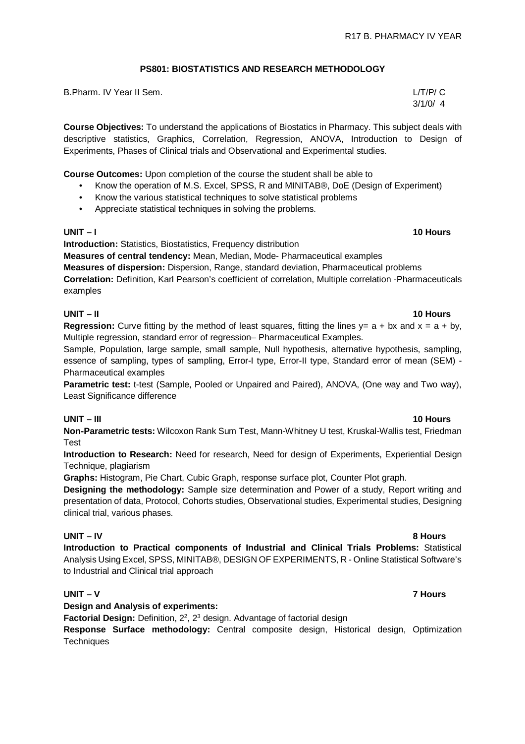## PS801: BIOSTATISTICS AND RESEARCH METHODOLOGY

B.Pharm. IV Year II Sem. L/T/P/ C
3/1/0/ 4

**Course Objectives:** To understand the applications of Biostatics in Pharmacy. This subject deals with descriptive statistics, Graphics, Correlation, Regression, ANOVA, Introduction to Design of Experiments, Phases of Clinical trials and Observational and Experimental studies.

**Course Outcomes:** Upon completion of the course the student shall be able to

- Know the operation of M.S. Excel, SPSS, R and MINITAB®, DoE (Design of Experiment)
- Know the various statistical techniques to solve statistical problems
- Appreciate statistical techniques in solving the problems.

**UNIT – I** **10 Hours**

**Introduction:** Statistics, Biostatistics, Frequency distribution

**Measures of central tendency:** Mean, Median, Mode- Pharmaceutical examples

**Measures of dispersion:** Dispersion, Range, standard deviation, Pharmaceutical problems

**Correlation:** Definition, Karl Pearson's coefficient of correlation, Multiple correlation -Pharmaceuticals examples

**UNIT – II** **10 Hours**

**Regression:** Curve fitting by the method of least squares, fitting the lines $y = a + bx$ and $x = a + by$, Multiple regression, standard error of regression– Pharmaceutical Examples.

Sample, Population, large sample, small sample, Null hypothesis, alternative hypothesis, sampling, essence of sampling, types of sampling, Error-I type, Error-II type, Standard error of mean (SEM) - Pharmaceutical examples

**Parametric test:** t-test (Sample, Pooled or Unpaired and Paired), ANOVA, (One way and Two way), Least Significance difference

**UNIT – III** **10 Hours**

**Non-Parametric tests:** Wilcoxon Rank Sum Test, Mann-Whitney U test, Kruskal-Wallis test, Friedman Test

**Introduction to Research:** Need for research, Need for design of Experiments, Experiential Design Technique, plagiarism

**Graphs:** Histogram, Pie Chart, Cubic Graph, response surface plot, Counter Plot graph.

**Designing the methodology:** Sample size determination and Power of a study, Report writing and presentation of data, Protocol, Cohorts studies, Observational studies, Experimental studies, Designing clinical trial, various phases.

**UNIT – IV** **8 Hours**

**Introduction to Practical components of Industrial and Clinical Trials Problems:** Statistical Analysis Using Excel, SPSS, MINITAB®, DESIGN OF EXPERIMENTS, R - Online Statistical Software's to Industrial and Clinical trial approach

**UNIT – V** **7 Hours**

**Design and Analysis of experiments:**

**Factorial Design:** Definition, $2^2$, $2^3$ design. Advantage of factorial design

**Response Surface methodology:** Central composite design, Historical design, Optimization Techniques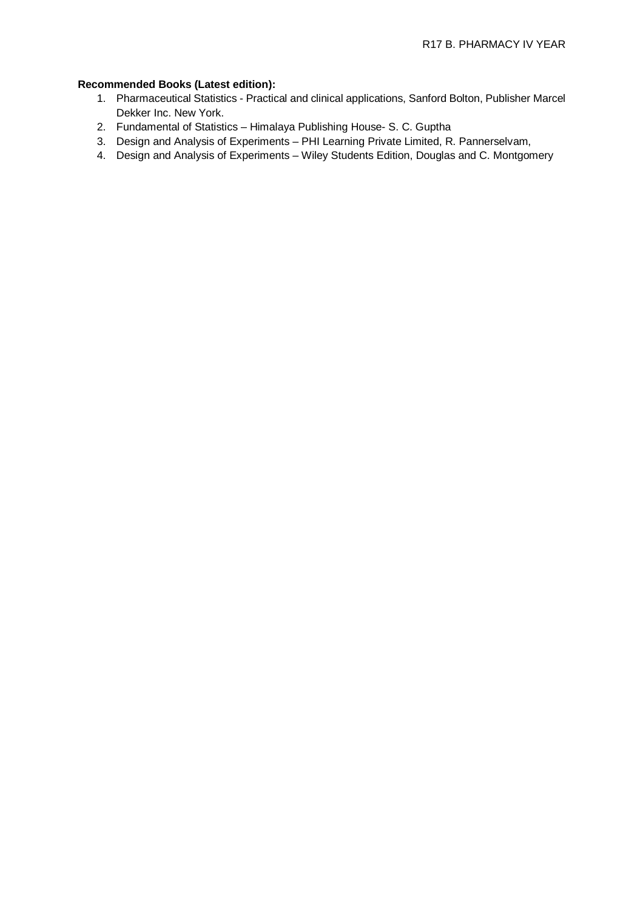**Recommended Books (Latest edition):**

1. Pharmaceutical Statistics - Practical and clinical applications, Sanford Bolton, Publisher Marcel Dekker Inc. New York.
2. Fundamental of Statistics – Himalaya Publishing House- S. C. Guptha
3. Design and Analysis of Experiments – PHI Learning Private Limited, R. Pannerselvam,
4. Design and Analysis of Experiments – Wiley Students Edition, Douglas and C. Montgomery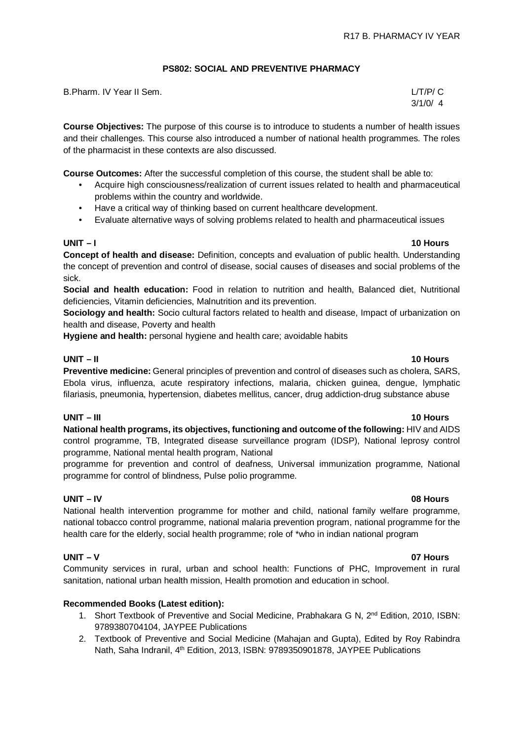## PS802: SOCIAL AND PREVENTIVE PHARMACY

B.Pharm. IV Year II Sem. L/T/P/ C 3/1/0/ 4

**Course Objectives:** The purpose of this course is to introduce to students a number of health issues and their challenges. This course also introduced a number of national health programmes. The roles of the pharmacist in these contexts are also discussed.

**Course Outcomes:** After the successful completion of this course, the student shall be able to:

- Acquire high consciousness/realization of current issues related to health and pharmaceutical problems within the country and worldwide.
- Have a critical way of thinking based on current healthcare development.
- Evaluate alternative ways of solving problems related to health and pharmaceutical issues

**UNIT – I** **10 Hours**

**Concept of health and disease:** Definition, concepts and evaluation of public health. Understanding the concept of prevention and control of disease, social causes of diseases and social problems of the sick.

**Social and health education:** Food in relation to nutrition and health, Balanced diet, Nutritional deficiencies, Vitamin deficiencies, Malnutrition and its prevention.

**Sociology and health:** Socio cultural factors related to health and disease, Impact of urbanization on health and disease, Poverty and health

**Hygiene and health:** personal hygiene and health care; avoidable habits

**UNIT – II** **10 Hours**

**Preventive medicine:** General principles of prevention and control of diseases such as cholera, SARS, Ebola virus, influenza, acute respiratory infections, malaria, chicken guinea, dengue, lymphatic filariasis, pneumonia, hypertension, diabetes mellitus, cancer, drug addiction-drug substance abuse

**UNIT – III** **10 Hours**

**National health programs, its objectives, functioning and outcome of the following:** HIV and AIDS control programme, TB, Integrated disease surveillance program (IDSP), National leprosy control programme, National mental health program, National programme for prevention and control of deafness, Universal immunization programme, National programme for control of blindness, Pulse polio programme.

**UNIT – IV** **08 Hours**

National health intervention programme for mother and child, national family welfare programme, national tobacco control programme, national malaria prevention program, national programme for the health care for the elderly, social health programme; role of *who in indian national program

**UNIT – V** **07 Hours**

Community services in rural, urban and school health: Functions of PHC, Improvement in rural sanitation, national urban health mission, Health promotion and education in school.

**Recommended Books (Latest edition):**

1. Short Textbook of Preventive and Social Medicine, Prabhakara G N, 2nd Edition, 2010, ISBN: 9789380704104, JAYPEE Publications
2. Textbook of Preventive and Social Medicine (Mahajan and Gupta), Edited by Roy Rabindra Nath, Saha Indranil, 4th Edition, 2013, ISBN: 9789350901878, JAYPEE Publications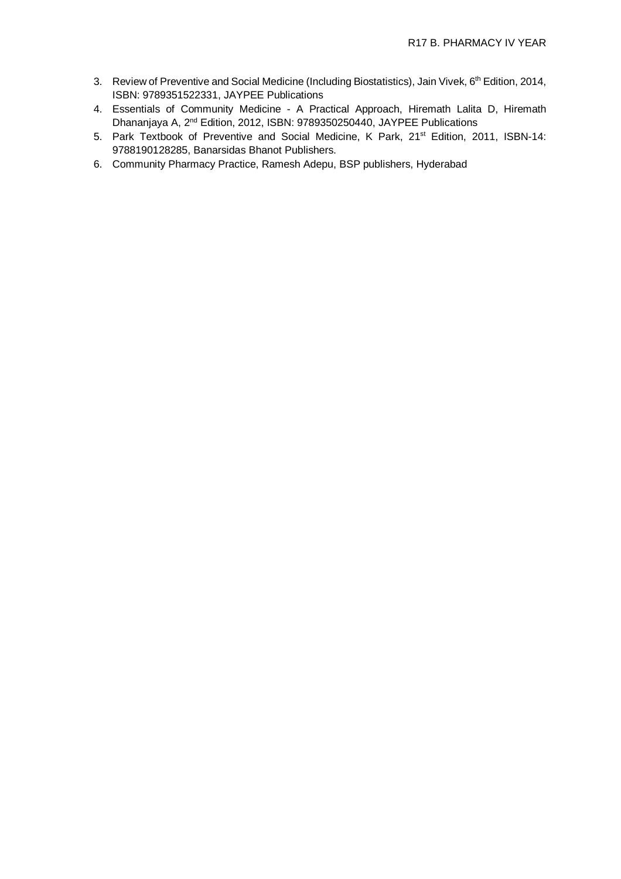3. Review of Preventive and Social Medicine (Including Biostatistics), Jain Vivek, 6th Edition, 2014, ISBN: 9789351522331, JAYPEE Publications
4. Essentials of Community Medicine - A Practical Approach, Hiremath Lalita D, Hiremath Dhananjaya A, 2nd Edition, 2012, ISBN: 9789350250440, JAYPEE Publications
5. Park Textbook of Preventive and Social Medicine, K Park, 21st Edition, 2011, ISBN-14: 9788190128285, Banarsidas Bhanot Publishers.
6. Community Pharmacy Practice, Ramesh Adepu, BSP publishers, Hyderabad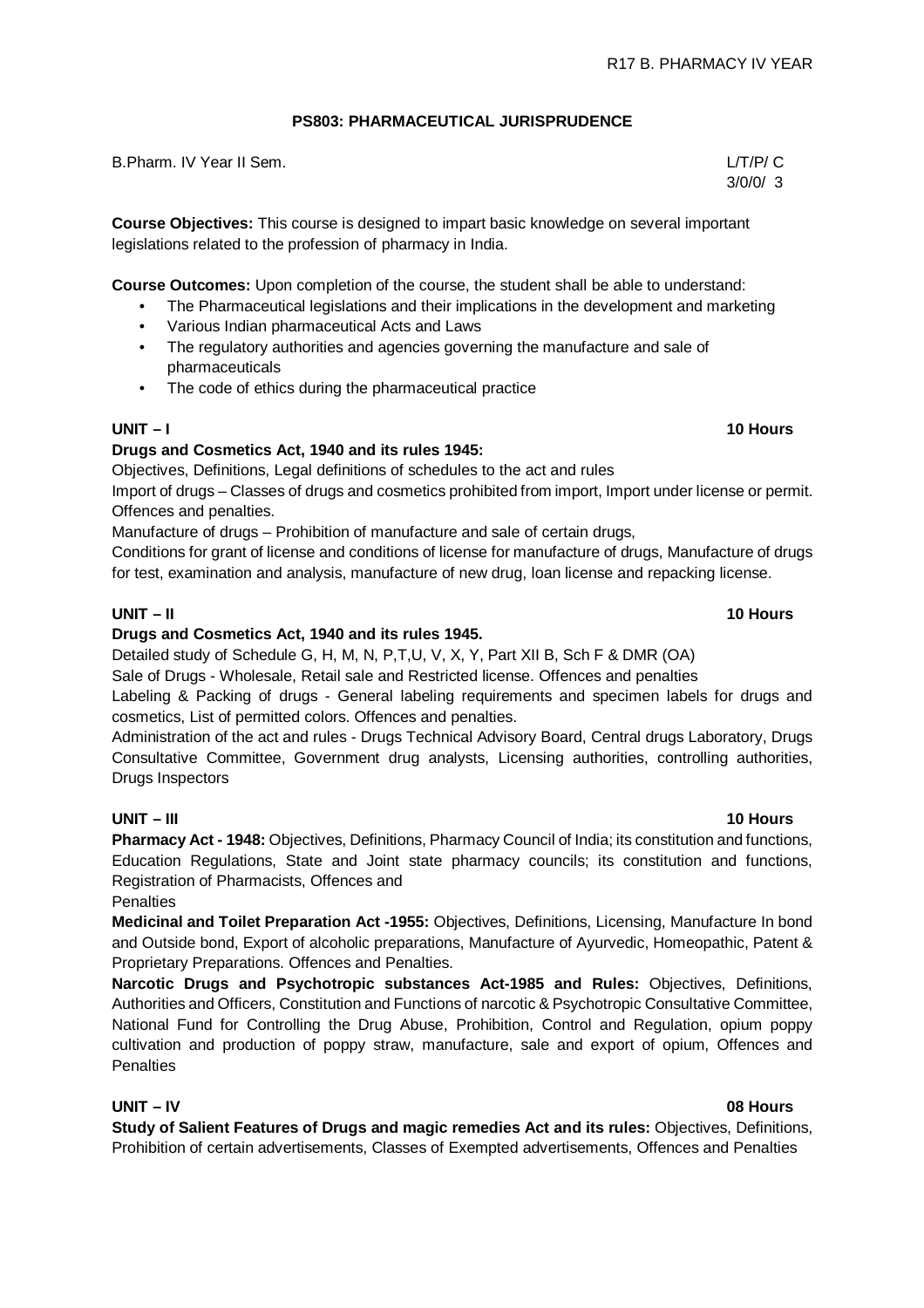## PS803: PHARMACEUTICAL JURISPRUDENCE

B.Pharm. IV Year II Sem.

L/T/P/ C
3/0/0/ 3

**Course Objectives:** This course is designed to impart basic knowledge on several important legislations related to the profession of pharmacy in India.

**Course Outcomes:** Upon completion of the course, the student shall be able to understand:

- The Pharmaceutical legislations and their implications in the development and marketing
- Various Indian pharmaceutical Acts and Laws
- The regulatory authorities and agencies governing the manufacture and sale of pharmaceuticals
- The code of ethics during the pharmaceutical practice

### UNIT – I — 10 Hours

**Drugs and Cosmetics Act, 1940 and its rules 1945:**

Objectives, Definitions, Legal definitions of schedules to the act and rules

Import of drugs – Classes of drugs and cosmetics prohibited from import, Import under license or permit. Offences and penalties.

Manufacture of drugs – Prohibition of manufacture and sale of certain drugs,

Conditions for grant of license and conditions of license for manufacture of drugs, Manufacture of drugs for test, examination and analysis, manufacture of new drug, loan license and repacking license.

### UNIT – II — 10 Hours

**Drugs and Cosmetics Act, 1940 and its rules 1945.**

Detailed study of Schedule G, H, M, N, P,T,U, V, X, Y, Part XII B, Sch F & DMR (OA)

Sale of Drugs - Wholesale, Retail sale and Restricted license. Offences and penalties

Labeling & Packing of drugs - General labeling requirements and specimen labels for drugs and cosmetics, List of permitted colors. Offences and penalties.

Administration of the act and rules - Drugs Technical Advisory Board, Central drugs Laboratory, Drugs Consultative Committee, Government drug analysts, Licensing authorities, controlling authorities, Drugs Inspectors

### UNIT – III — 10 Hours

**Pharmacy Act - 1948:** Objectives, Definitions, Pharmacy Council of India; its constitution and functions, Education Regulations, State and Joint state pharmacy councils; its constitution and functions, Registration of Pharmacists, Offences and
Penalties

**Medicinal and Toilet Preparation Act -1955:** Objectives, Definitions, Licensing, Manufacture In bond and Outside bond, Export of alcoholic preparations, Manufacture of Ayurvedic, Homeopathic, Patent & Proprietary Preparations. Offences and Penalties.

**Narcotic Drugs and Psychotropic substances Act-1985 and Rules:** Objectives, Definitions, Authorities and Officers, Constitution and Functions of narcotic & Psychotropic Consultative Committee, National Fund for Controlling the Drug Abuse, Prohibition, Control and Regulation, opium poppy cultivation and production of poppy straw, manufacture, sale and export of opium, Offences and Penalties

### UNIT – IV — 08 Hours

**Study of Salient Features of Drugs and magic remedies Act and its rules:** Objectives, Definitions, Prohibition of certain advertisements, Classes of Exempted advertisements, Offences and Penalties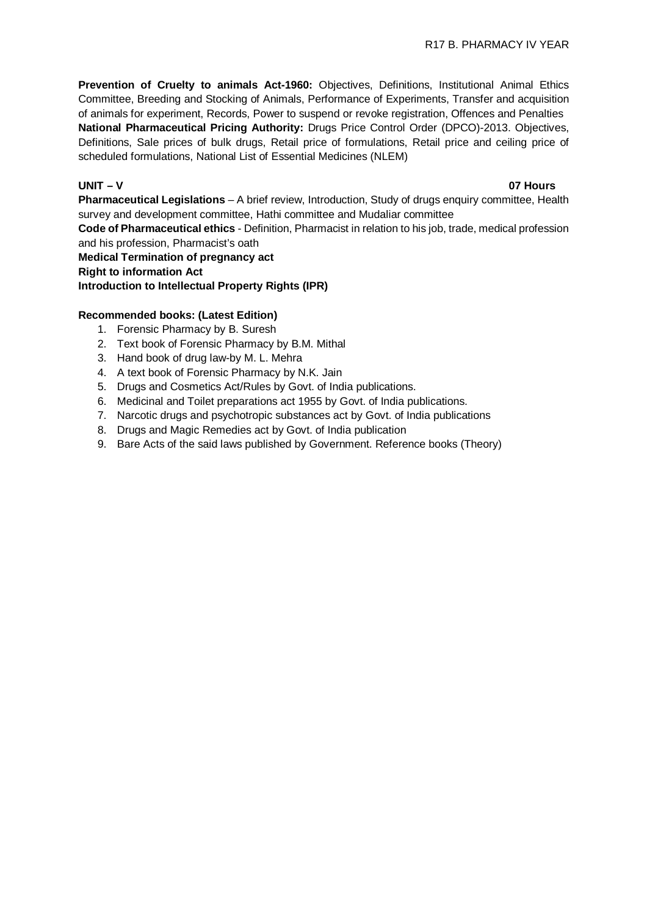**Prevention of Cruelty to animals Act-1960:** Objectives, Definitions, Institutional Animal Ethics Committee, Breeding and Stocking of Animals, Performance of Experiments, Transfer and acquisition of animals for experiment, Records, Power to suspend or revoke registration, Offences and Penalties

**National Pharmaceutical Pricing Authority:** Drugs Price Control Order (DPCO)-2013. Objectives, Definitions, Sale prices of bulk drugs, Retail price of formulations, Retail price and ceiling price of scheduled formulations, National List of Essential Medicines (NLEM)

**UNIT – V** **07 Hours**

**Pharmaceutical Legislations** – A brief review, Introduction, Study of drugs enquiry committee, Health survey and development committee, Hathi committee and Mudaliar committee

**Code of Pharmaceutical ethics** - Definition, Pharmacist in relation to his job, trade, medical profession and his profession, Pharmacist's oath

**Medical Termination of pregnancy act**

**Right to information Act**

**Introduction to Intellectual Property Rights (IPR)**

**Recommended books: (Latest Edition)**

1. Forensic Pharmacy by B. Suresh
2. Text book of Forensic Pharmacy by B.M. Mithal
3. Hand book of drug law-by M. L. Mehra
4. A text book of Forensic Pharmacy by N.K. Jain
5. Drugs and Cosmetics Act/Rules by Govt. of India publications.
6. Medicinal and Toilet preparations act 1955 by Govt. of India publications.
7. Narcotic drugs and psychotropic substances act by Govt. of India publications
8. Drugs and Magic Remedies act by Govt. of India publication
9. Bare Acts of the said laws published by Government. Reference books (Theory)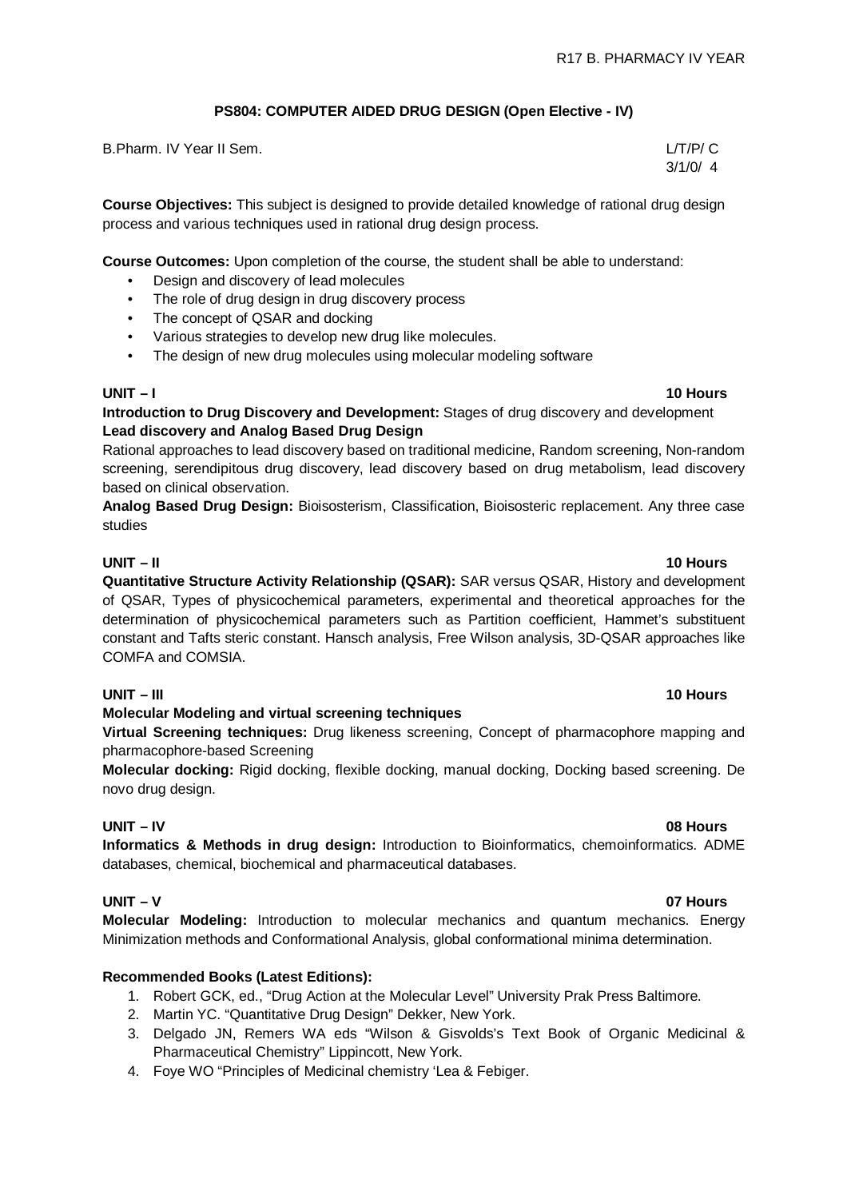## PS804: COMPUTER AIDED DRUG DESIGN (Open Elective - IV)

B.Pharm. IV Year II Sem. L/T/P/ C
3/1/0/ 4

**Course Objectives:** This subject is designed to provide detailed knowledge of rational drug design process and various techniques used in rational drug design process.

**Course Outcomes:** Upon completion of the course, the student shall be able to understand:

- Design and discovery of lead molecules
- The role of drug design in drug discovery process
- The concept of QSAR and docking
- Various strategies to develop new drug like molecules.
- The design of new drug molecules using molecular modeling software

### UNIT – I 10 Hours

**Introduction to Drug Discovery and Development:** Stages of drug discovery and development
**Lead discovery and Analog Based Drug Design**
Rational approaches to lead discovery based on traditional medicine, Random screening, Non-random screening, serendipitous drug discovery, lead discovery based on drug metabolism, lead discovery based on clinical observation.
**Analog Based Drug Design:** Bioisosterism, Classification, Bioisosteric replacement. Any three case studies

### UNIT – II 10 Hours

**Quantitative Structure Activity Relationship (QSAR):** SAR versus QSAR, History and development of QSAR, Types of physicochemical parameters, experimental and theoretical approaches for the determination of physicochemical parameters such as Partition coefficient, Hammet's substituent constant and Tafts steric constant. Hansch analysis, Free Wilson analysis, 3D-QSAR approaches like COMFA and COMSIA.

### UNIT – III 10 Hours

**Molecular Modeling and virtual screening techniques**
**Virtual Screening techniques:** Drug likeness screening, Concept of pharmacophore mapping and pharmacophore-based Screening
**Molecular docking:** Rigid docking, flexible docking, manual docking, Docking based screening. De novo drug design.

### UNIT – IV 08 Hours

**Informatics & Methods in drug design:** Introduction to Bioinformatics, chemoinformatics. ADME databases, chemical, biochemical and pharmaceutical databases.

### UNIT – V 07 Hours

**Molecular Modeling:** Introduction to molecular mechanics and quantum mechanics. Energy Minimization methods and Conformational Analysis, global conformational minima determination.

**Recommended Books (Latest Editions):**

1. Robert GCK, ed., "Drug Action at the Molecular Level" University Prak Press Baltimore.
2. Martin YC. "Quantitative Drug Design" Dekker, New York.
3. Delgado JN, Remers WA eds "Wilson & Gisvolds's Text Book of Organic Medicinal & Pharmaceutical Chemistry" Lippincott, New York.
4. Foye WO "Principles of Medicinal chemistry 'Lea & Febiger.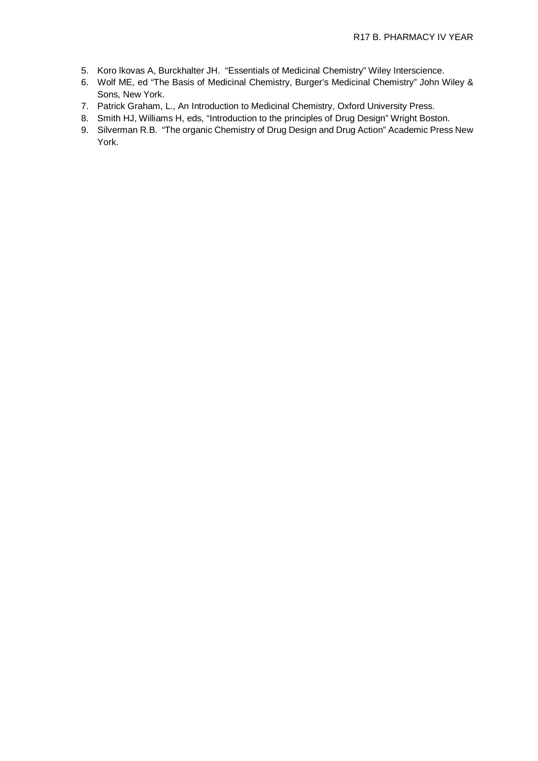5. Koro lkovas A, Burckhalter JH. “Essentials of Medicinal Chemistry” Wiley Interscience.
6. Wolf ME, ed “The Basis of Medicinal Chemistry, Burger’s Medicinal Chemistry” John Wiley & Sons, New York.
7. Patrick Graham, L., An Introduction to Medicinal Chemistry, Oxford University Press.
8. Smith HJ, Williams H, eds, “Introduction to the principles of Drug Design” Wright Boston.
9. Silverman R.B. “The organic Chemistry of Drug Design and Drug Action” Academic Press New York.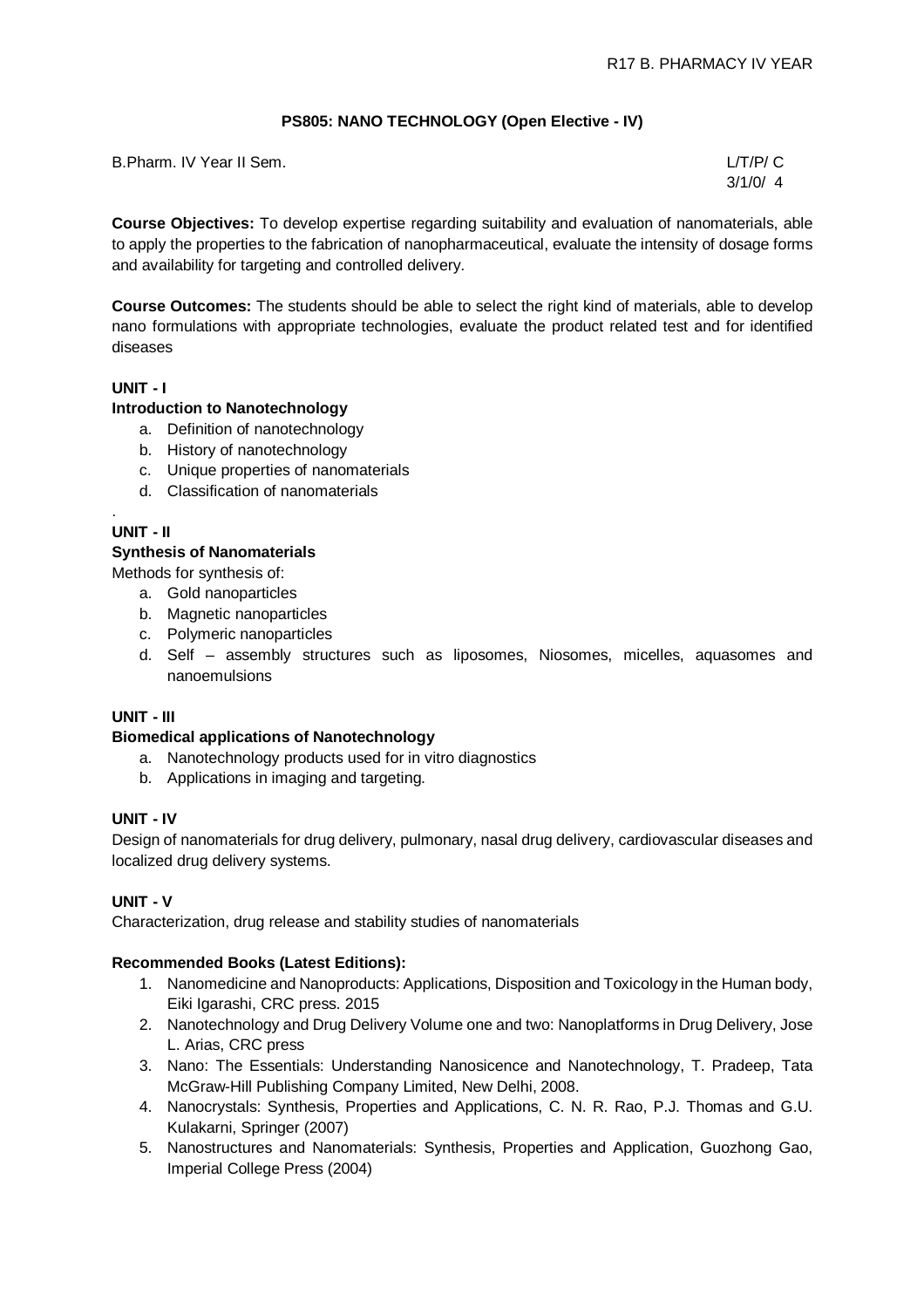## PS805: NANO TECHNOLOGY (Open Elective - IV)

B.Pharm. IV Year II Sem.

L/T/P/ C
3/1/0/ 4

**Course Objectives:** To develop expertise regarding suitability and evaluation of nanomaterials, able to apply the properties to the fabrication of nanopharmaceutical, evaluate the intensity of dosage forms and availability for targeting and controlled delivery.

**Course Outcomes:** The students should be able to select the right kind of materials, able to develop nano formulations with appropriate technologies, evaluate the product related test and for identified diseases

**UNIT - I**

**Introduction to Nanotechnology**

a. Definition of nanotechnology
b. History of nanotechnology
c. Unique properties of nanomaterials
d. Classification of nanomaterials

.

**UNIT - II**

**Synthesis of Nanomaterials**

Methods for synthesis of:

a. Gold nanoparticles
b. Magnetic nanoparticles
c. Polymeric nanoparticles
d. Self – assembly structures such as liposomes, Niosomes, micelles, aquasomes and nanoemulsions

**UNIT - III**

**Biomedical applications of Nanotechnology**

a. Nanotechnology products used for in vitro diagnostics
b. Applications in imaging and targeting.

**UNIT - IV**

Design of nanomaterials for drug delivery, pulmonary, nasal drug delivery, cardiovascular diseases and localized drug delivery systems.

**UNIT - V**

Characterization, drug release and stability studies of nanomaterials

**Recommended Books (Latest Editions):**

1. Nanomedicine and Nanoproducts: Applications, Disposition and Toxicology in the Human body, Eiki Igarashi, CRC press. 2015
2. Nanotechnology and Drug Delivery Volume one and two: Nanoplatforms in Drug Delivery, Jose L. Arias, CRC press
3. Nano: The Essentials: Understanding Nanosicence and Nanotechnology, T. Pradeep, Tata McGraw-Hill Publishing Company Limited, New Delhi, 2008.
4. Nanocrystals: Synthesis, Properties and Applications, C. N. R. Rao, P.J. Thomas and G.U. Kulakarni, Springer (2007)
5. Nanostructures and Nanomaterials: Synthesis, Properties and Application, Guozhong Gao, Imperial College Press (2004)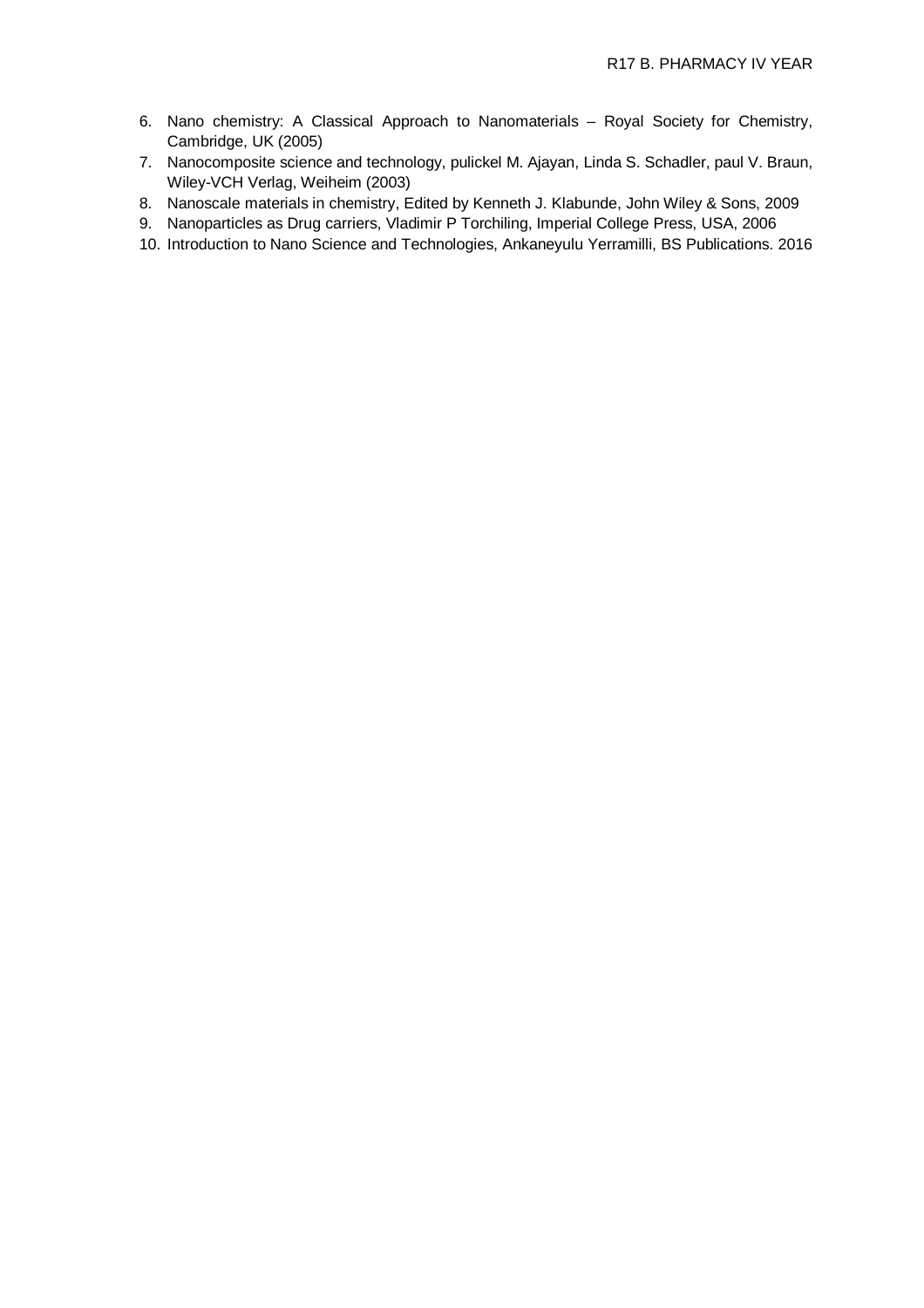6. Nano chemistry: A Classical Approach to Nanomaterials – Royal Society for Chemistry, Cambridge, UK (2005)
7. Nanocomposite science and technology, pulickel M. Ajayan, Linda S. Schadler, paul V. Braun, Wiley-VCH Verlag, Weiheim (2003)
8. Nanoscale materials in chemistry, Edited by Kenneth J. Klabunde, John Wiley & Sons, 2009
9. Nanoparticles as Drug carriers, Vladimir P Torchiling, Imperial College Press, USA, 2006
10. Introduction to Nano Science and Technologies, Ankaneyulu Yerramilli, BS Publications. 2016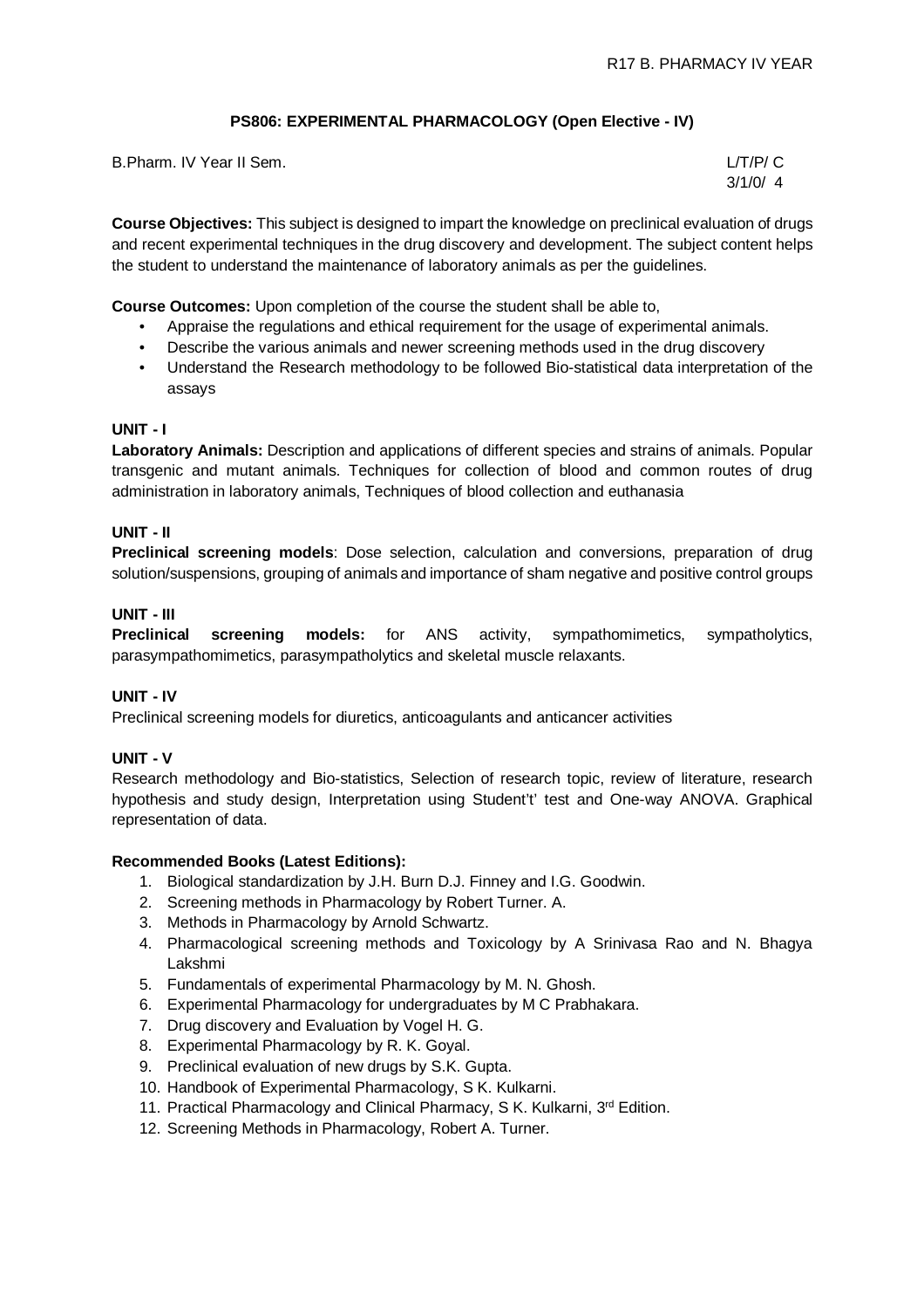## PS806: EXPERIMENTAL PHARMACOLOGY (Open Elective - IV)

B.Pharm. IV Year II Sem.

L/T/P/ C
3/1/0/ 4

**Course Objectives:** This subject is designed to impart the knowledge on preclinical evaluation of drugs and recent experimental techniques in the drug discovery and development. The subject content helps the student to understand the maintenance of laboratory animals as per the guidelines.

**Course Outcomes:** Upon completion of the course the student shall be able to,

- Appraise the regulations and ethical requirement for the usage of experimental animals.
- Describe the various animals and newer screening methods used in the drug discovery
- Understand the Research methodology to be followed Bio-statistical data interpretation of the assays

### UNIT - I

**Laboratory Animals:** Description and applications of different species and strains of animals. Popular transgenic and mutant animals. Techniques for collection of blood and common routes of drug administration in laboratory animals, Techniques of blood collection and euthanasia

### UNIT - II

**Preclinical screening models**: Dose selection, calculation and conversions, preparation of drug solution/suspensions, grouping of animals and importance of sham negative and positive control groups

### UNIT - III

**Preclinical screening models:** for ANS activity, sympathomimetics, sympatholytics, parasympathomimetics, parasympatholytics and skeletal muscle relaxants.

### UNIT - IV

Preclinical screening models for diuretics, anticoagulants and anticancer activities

### UNIT - V

Research methodology and Bio-statistics, Selection of research topic, review of literature, research hypothesis and study design, Interpretation using Student't' test and One-way ANOVA. Graphical representation of data.

**Recommended Books (Latest Editions):**

1. Biological standardization by J.H. Burn D.J. Finney and I.G. Goodwin.
2. Screening methods in Pharmacology by Robert Turner. A.
3. Methods in Pharmacology by Arnold Schwartz.
4. Pharmacological screening methods and Toxicology by A Srinivasa Rao and N. Bhagya Lakshmi
5. Fundamentals of experimental Pharmacology by M. N. Ghosh.
6. Experimental Pharmacology for undergraduates by M C Prabhakara.
7. Drug discovery and Evaluation by Vogel H. G.
8. Experimental Pharmacology by R. K. Goyal.
9. Preclinical evaluation of new drugs by S.K. Gupta.
10. Handbook of Experimental Pharmacology, S K. Kulkarni.
11. Practical Pharmacology and Clinical Pharmacy, S K. Kulkarni, 3rd Edition.
12. Screening Methods in Pharmacology, Robert A. Turner.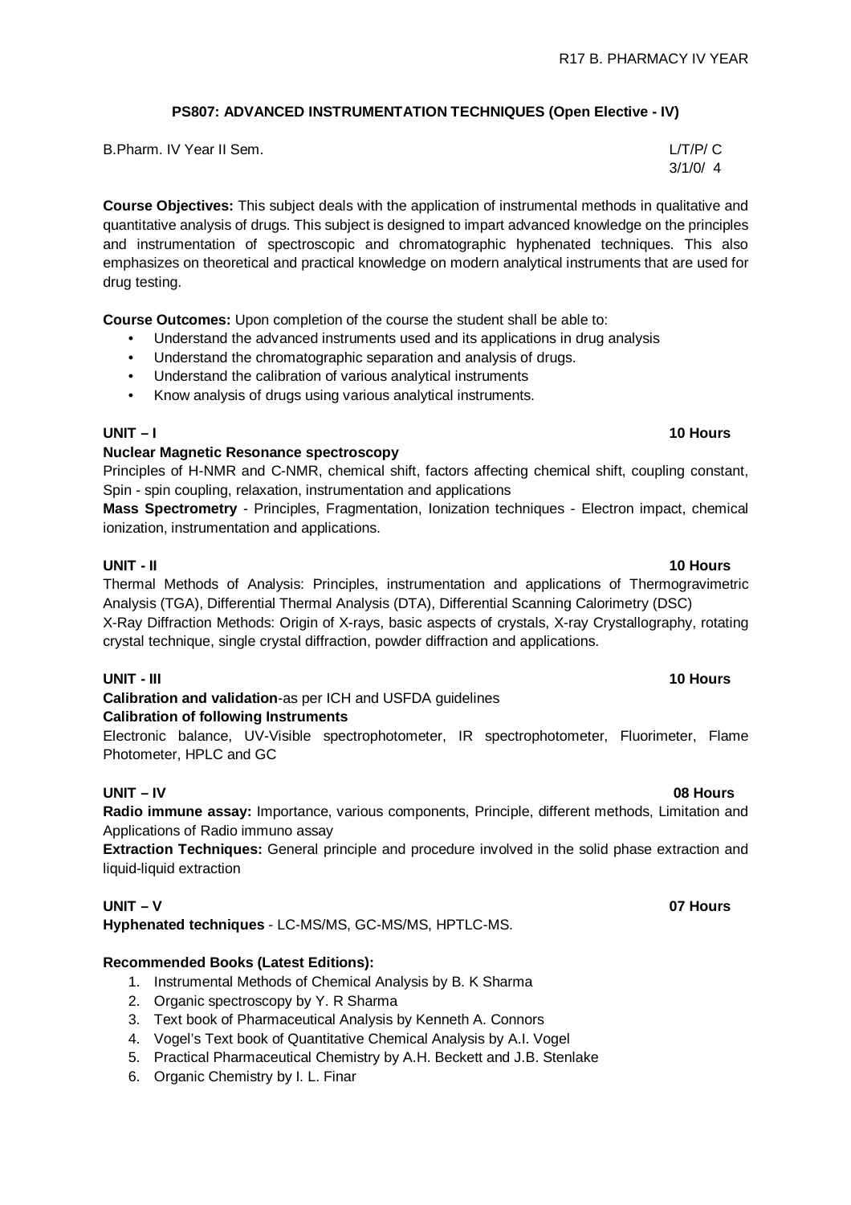## PS807: ADVANCED INSTRUMENTATION TECHNIQUES (Open Elective - IV)

B.Pharm. IV Year II Sem. L/T/P/ C 3/1/0/ 4

**Course Objectives:** This subject deals with the application of instrumental methods in qualitative and quantitative analysis of drugs. This subject is designed to impart advanced knowledge on the principles and instrumentation of spectroscopic and chromatographic hyphenated techniques. This also emphasizes on theoretical and practical knowledge on modern analytical instruments that are used for drug testing.

**Course Outcomes:** Upon completion of the course the student shall be able to:

- Understand the advanced instruments used and its applications in drug analysis
- Understand the chromatographic separation and analysis of drugs.
- Understand the calibration of various analytical instruments
- Know analysis of drugs using various analytical instruments.

### UNIT – I 10 Hours

**Nuclear Magnetic Resonance spectroscopy**

Principles of H-NMR and C-NMR, chemical shift, factors affecting chemical shift, coupling constant, Spin - spin coupling, relaxation, instrumentation and applications

**Mass Spectrometry** - Principles, Fragmentation, Ionization techniques - Electron impact, chemical ionization, instrumentation and applications.

### UNIT - II 10 Hours

Thermal Methods of Analysis: Principles, instrumentation and applications of Thermogravimetric Analysis (TGA), Differential Thermal Analysis (DTA), Differential Scanning Calorimetry (DSC)

X-Ray Diffraction Methods: Origin of X-rays, basic aspects of crystals, X-ray Crystallography, rotating crystal technique, single crystal diffraction, powder diffraction and applications.

### UNIT - III 10 Hours

**Calibration and validation**-as per ICH and USFDA guidelines

**Calibration of following Instruments**

Electronic balance, UV-Visible spectrophotometer, IR spectrophotometer, Fluorimeter, Flame Photometer, HPLC and GC

### UNIT – IV 08 Hours

**Radio immune assay:** Importance, various components, Principle, different methods, Limitation and Applications of Radio immuno assay

**Extraction Techniques:** General principle and procedure involved in the solid phase extraction and liquid-liquid extraction

### UNIT – V 07 Hours

**Hyphenated techniques** - LC-MS/MS, GC-MS/MS, HPTLC-MS.

**Recommended Books (Latest Editions):**

1. Instrumental Methods of Chemical Analysis by B. K Sharma
2. Organic spectroscopy by Y. R Sharma
3. Text book of Pharmaceutical Analysis by Kenneth A. Connors
4. Vogel's Text book of Quantitative Chemical Analysis by A.I. Vogel
5. Practical Pharmaceutical Chemistry by A.H. Beckett and J.B. Stenlake
6. Organic Chemistry by I. L. Finar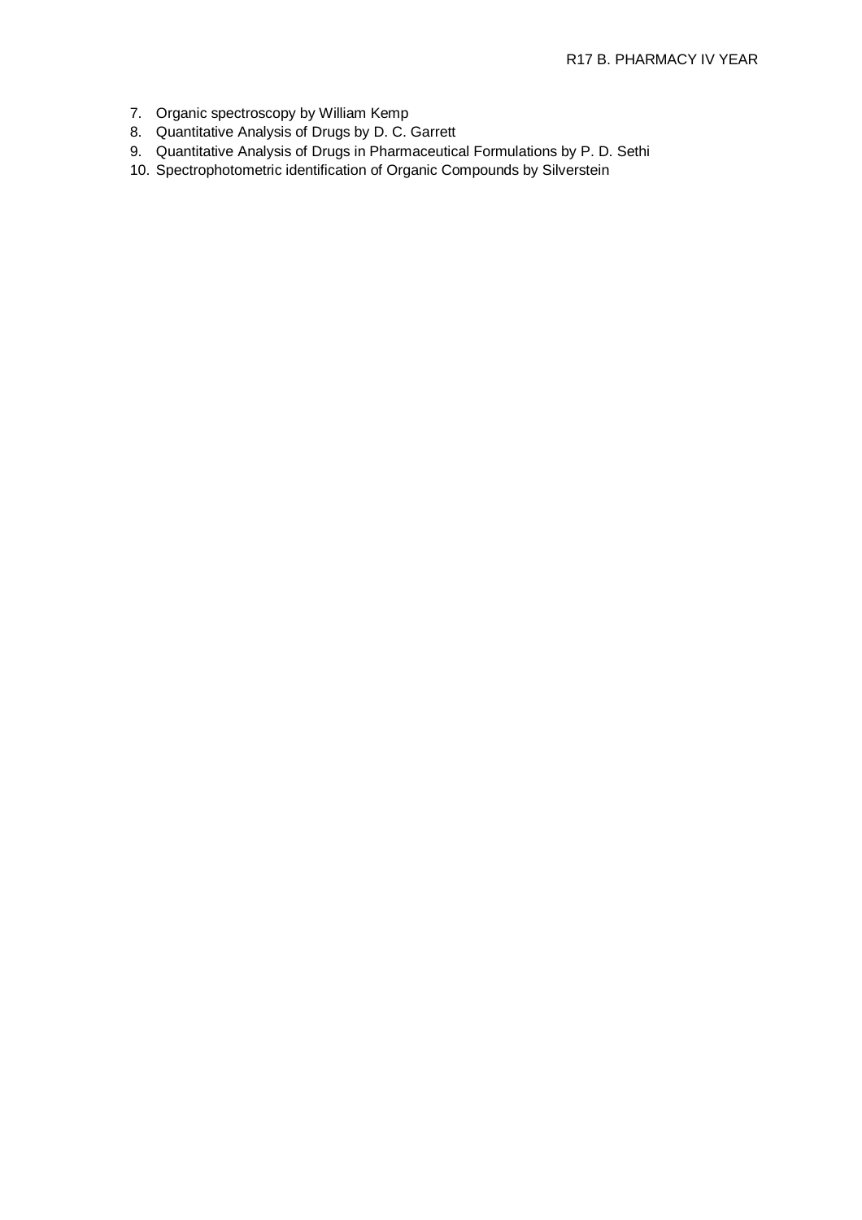7. Organic spectroscopy by William Kemp
8. Quantitative Analysis of Drugs by D. C. Garrett
9. Quantitative Analysis of Drugs in Pharmaceutical Formulations by P. D. Sethi
10. Spectrophotometric identification of Organic Compounds by Silverstein